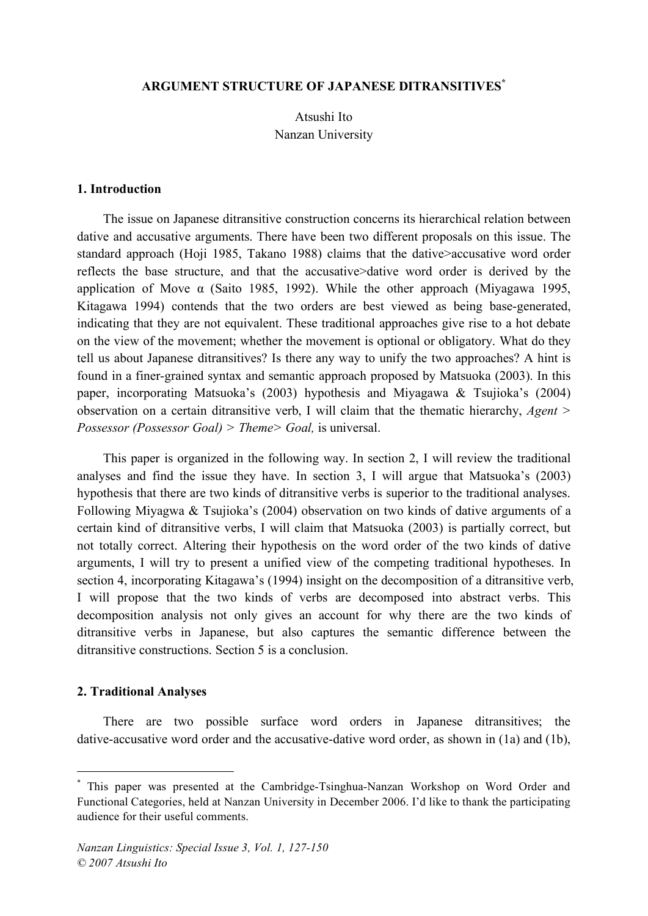# ARGUMENT STRUCTURE OF JAPANESE DITRANSITIVES*

Atsushi Ito
Nanzan University

## 1. Introduction

The issue on Japanese ditransitive construction concerns its hierarchical relation between dative and accusative arguments. There have been two different proposals on this issue. The standard approach (Hoji 1985, Takano 1988) claims that the dative>accusative word order reflects the base structure, and that the accusative>dative word order is derived by the application of Move α (Saito 1985, 1992). While the other approach (Miyagawa 1995, Kitagawa 1994) contends that the two orders are best viewed as being base-generated, indicating that they are not equivalent. These traditional approaches give rise to a hot debate on the view of the movement; whether the movement is optional or obligatory. What do they tell us about Japanese ditransitives? Is there any way to unify the two approaches? A hint is found in a finer-grained syntax and semantic approach proposed by Matsuoka (2003). In this paper, incorporating Matsuoka's (2003) hypothesis and Miyagawa & Tsujioka's (2004) observation on a certain ditransitive verb, I will claim that the thematic hierarchy, *Agent > Possessor (Possessor Goal) > Theme> Goal,* is universal.

This paper is organized in the following way. In section 2, I will review the traditional analyses and find the issue they have. In section 3, I will argue that Matsuoka's (2003) hypothesis that there are two kinds of ditransitive verbs is superior to the traditional analyses. Following Miyagwa & Tsujioka's (2004) observation on two kinds of dative arguments of a certain kind of ditransitive verbs, I will claim that Matsuoka (2003) is partially correct, but not totally correct. Altering their hypothesis on the word order of the two kinds of dative arguments, I will try to present a unified view of the competing traditional hypotheses. In section 4, incorporating Kitagawa's (1994) insight on the decomposition of a ditransitive verb, I will propose that the two kinds of verbs are decomposed into abstract verbs. This decomposition analysis not only gives an account for why there are the two kinds of ditransitive verbs in Japanese, but also captures the semantic difference between the ditransitive constructions. Section 5 is a conclusion.

## 2. Traditional Analyses

There are two possible surface word orders in Japanese ditransitives; the dative-accusative word order and the accusative-dative word order, as shown in (1a) and (1b),

---

* This paper was presented at the Cambridge-Tsinghua-Nanzan Workshop on Word Order and Functional Categories, held at Nanzan University in December 2006. I'd like to thank the participating audience for their useful comments.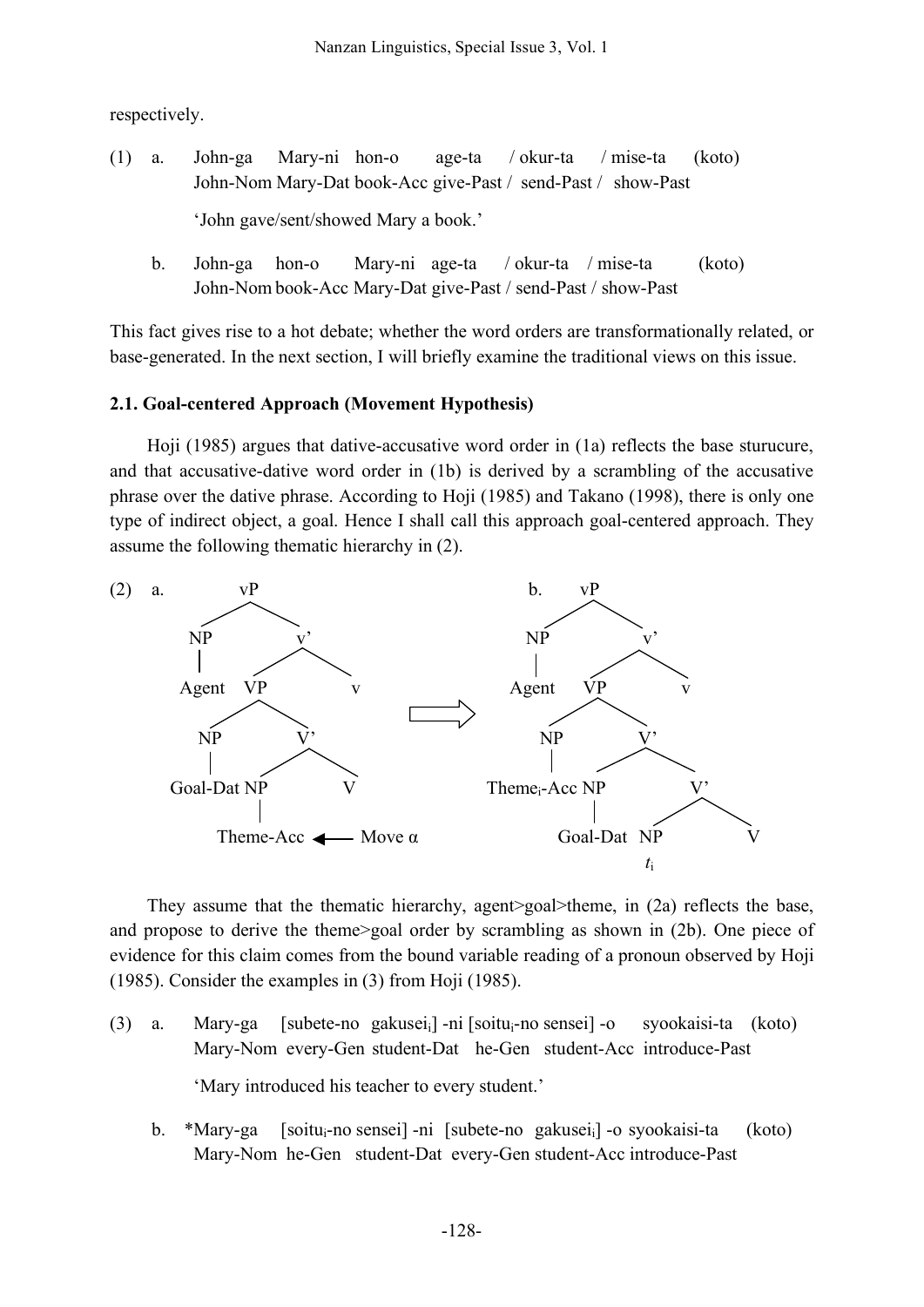respectively.

(1) a. John-ga Mary-ni hon-o age-ta / okur-ta / mise-ta (koto)
John-Nom Mary-Dat book-Acc give-Past / send-Past / show-Past

'John gave/sent/showed Mary a book.'

b. John-ga hon-o Mary-ni age-ta / okur-ta / mise-ta (koto)
John-Nom book-Acc Mary-Dat give-Past / send-Past / show-Past

This fact gives rise to a hot debate; whether the word orders are transformationally related, or base-generated. In the next section, I will briefly examine the traditional views on this issue.

### 2.1. Goal-centered Approach (Movement Hypothesis)

Hoji (1985) argues that dative-accusative word order in (1a) reflects the base sturucure, and that accusative-dative word order in (1b) is derived by a scrambling of the accusative phrase over the dative phrase. According to Hoji (1985) and Takano (1998), there is only one type of indirect object, a goal. Hence I shall call this approach goal-centered approach. They assume the following thematic hierarchy in (2).

(2) a. [vP [NP Agent] [v' [VP [NP Goal-Dat] [V' [NP Theme-Acc] V]] v]] ⟹ b. [vP [NP Agent] [v' [VP [NP Theme$_i$-Acc] [V' [NP Goal-Dat] [V' [NP $t_i$] V]]] v]]

(Move α: Theme-Acc is moved from its base position in (2a).)

They assume that the thematic hierarchy, agent>goal>theme, in (2a) reflects the base, and propose to derive the theme>goal order by scrambling as shown in (2b). One piece of evidence for this claim comes from the bound variable reading of a pronoun observed by Hoji (1985). Consider the examples in (3) from Hoji (1985).

(3) a. Mary-ga [subete-no gakusei$_i$] -ni [soitu$_i$-no sensei] -o syookaisi-ta (koto)
Mary-Nom every-Gen student-Dat he-Gen student-Acc introduce-Past

'Mary introduced his teacher to every student.'

b. \*Mary-ga [soitu$_i$-no sensei] -ni [subete-no gakusei$_i$] -o syookaisi-ta (koto)
Mary-Nom he-Gen student-Dat every-Gen student-Acc introduce-Past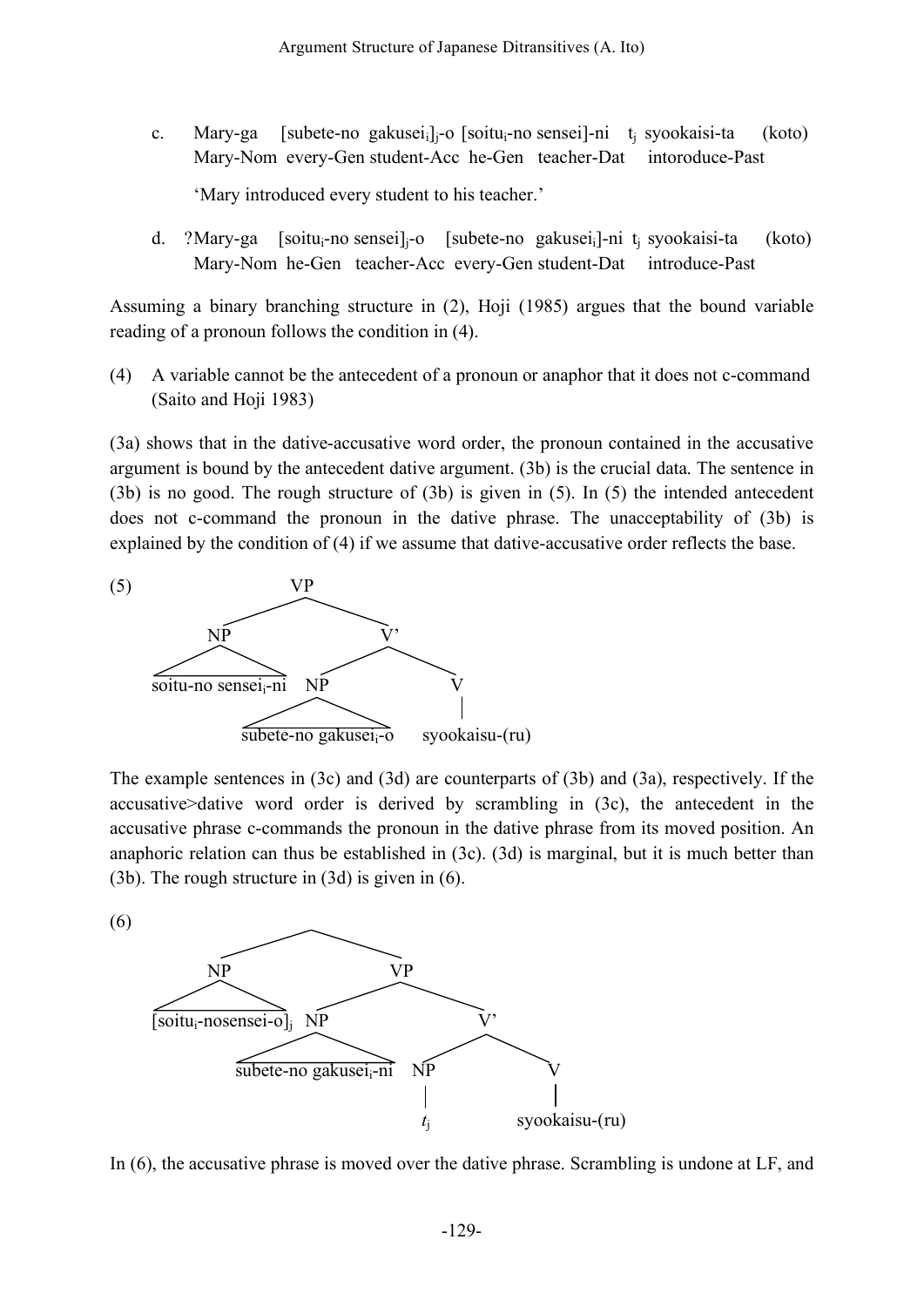c. Mary-ga [subete-no gakusei$_i$]$_j$-o [soitu$_i$-no sensei]-ni t$_j$ syookaisi-ta (koto)
   Mary-Nom every-Gen student-Acc he-Gen teacher-Dat intoroduce-Past

   'Mary introduced every student to his teacher.'

d. ?Mary-ga [soitu$_i$-no sensei]$_j$-o [subete-no gakusei$_i$]-ni t$_j$ syookaisi-ta (koto)
   Mary-Nom he-Gen teacher-Acc every-Gen student-Dat introduce-Past

Assuming a binary branching structure in (2), Hoji (1985) argues that the bound variable reading of a pronoun follows the condition in (4).

(4) A variable cannot be the antecedent of a pronoun or anaphor that it does not c-command (Saito and Hoji 1983)

(3a) shows that in the dative-accusative word order, the pronoun contained in the accusative argument is bound by the antecedent dative argument. (3b) is the crucial data. The sentence in (3b) is no good. The rough structure of (3b) is given in (5). In (5) the intended antecedent does not c-command the pronoun in the dative phrase. The unacceptability of (3b) is explained by the condition of (4) if we assume that dative-accusative order reflects the base.

(5)
```
                VP
          /           \
        NP             V'
       /  \          /     \
soitu-no sensei_i-ni NP      V
                    /  \     |
     subete-no gakusei_i-o   syookaisu-(ru)
```

The example sentences in (3c) and (3d) are counterparts of (3b) and (3a), respectively. If the accusative>dative word order is derived by scrambling in (3c), the antecedent in the accusative phrase c-commands the pronoun in the dative phrase from its moved position. An anaphoric relation can thus be established in (3c). (3d) is marginal, but it is much better than (3b). The rough structure in (3d) is given in (6).

(6)
```
                 /\
               /    \
             NP      VP
            /  \    /    \
[soitu_i-nosensei-o]_j NP      V'
                  /  \    /   \
   subete-no gakusei_i-ni NP    V
                          |     |
                         t_j   syookaisu-(ru)
```

In (6), the accusative phrase is moved over the dative phrase. Scrambling is undone at LF, and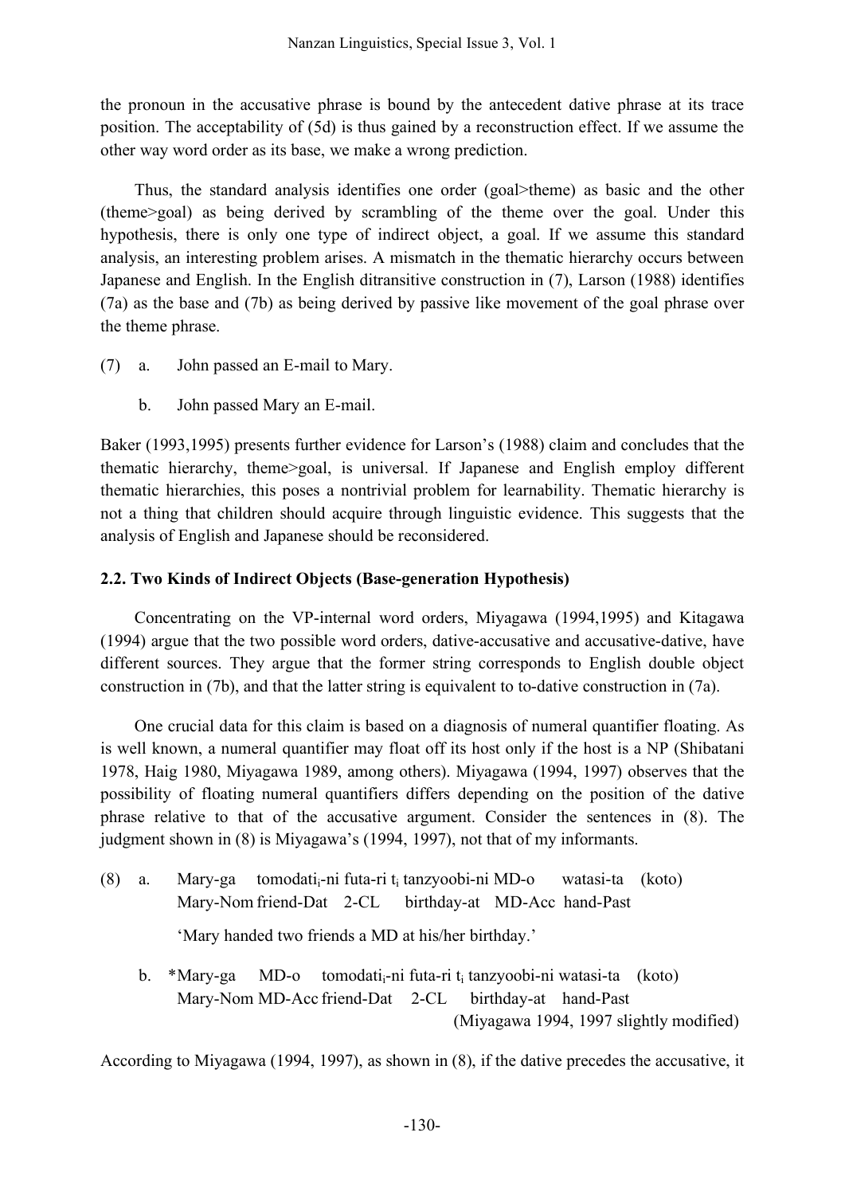the pronoun in the accusative phrase is bound by the antecedent dative phrase at its trace position. The acceptability of (5d) is thus gained by a reconstruction effect. If we assume the other way word order as its base, we make a wrong prediction.

Thus, the standard analysis identifies one order (goal>theme) as basic and the other (theme>goal) as being derived by scrambling of the theme over the goal. Under this hypothesis, there is only one type of indirect object, a goal. If we assume this standard analysis, an interesting problem arises. A mismatch in the thematic hierarchy occurs between Japanese and English. In the English ditransitive construction in (7), Larson (1988) identifies (7a) as the base and (7b) as being derived by passive like movement of the goal phrase over the theme phrase.

(7) a. John passed an E-mail to Mary.

b. John passed Mary an E-mail.

Baker (1993,1995) presents further evidence for Larson's (1988) claim and concludes that the thematic hierarchy, theme>goal, is universal. If Japanese and English employ different thematic hierarchies, this poses a nontrivial problem for learnability. Thematic hierarchy is not a thing that children should acquire through linguistic evidence. This suggests that the analysis of English and Japanese should be reconsidered.

## 2.2. Two Kinds of Indirect Objects (Base-generation Hypothesis)

Concentrating on the VP-internal word orders, Miyagawa (1994,1995) and Kitagawa (1994) argue that the two possible word orders, dative-accusative and accusative-dative, have different sources. They argue that the former string corresponds to English double object construction in (7b), and that the latter string is equivalent to to-dative construction in (7a).

One crucial data for this claim is based on a diagnosis of numeral quantifier floating. As is well known, a numeral quantifier may float off its host only if the host is a NP (Shibatani 1978, Haig 1980, Miyagawa 1989, among others). Miyagawa (1994, 1997) observes that the possibility of floating numeral quantifiers differs depending on the position of the dative phrase relative to that of the accusative argument. Consider the sentences in (8). The judgment shown in (8) is Miyagawa's (1994, 1997), not that of my informants.

(8) a. Mary-ga tomodati$_i$-ni futa-ri t$_i$ tanzyoobi-ni MD-o watasi-ta (koto)
Mary-Nom friend-Dat 2-CL birthday-at MD-Acc hand-Past

'Mary handed two friends a MD at his/her birthday.'

b. *Mary-ga MD-o tomodati$_i$-ni futa-ri t$_i$ tanzyoobi-ni watasi-ta (koto)
Mary-Nom MD-Acc friend-Dat 2-CL birthday-at hand-Past

(Miyagawa 1994, 1997 slightly modified)

According to Miyagawa (1994, 1997), as shown in (8), if the dative precedes the accusative, it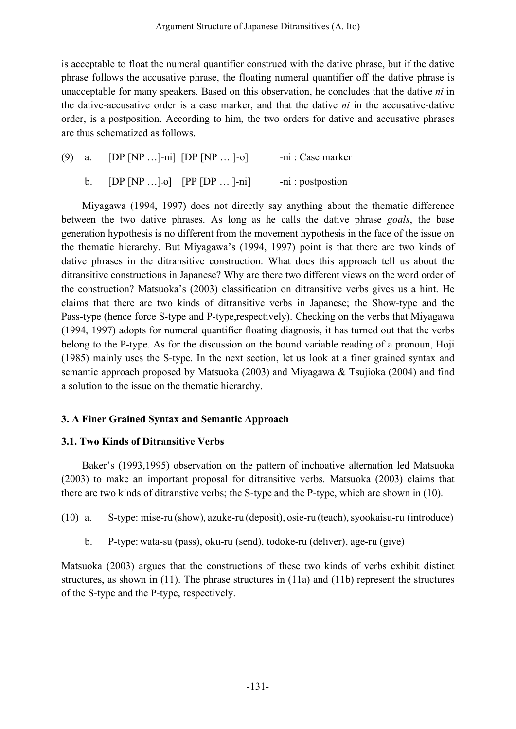is acceptable to float the numeral quantifier construed with the dative phrase, but if the dative phrase follows the accusative phrase, the floating numeral quantifier off the dative phrase is unacceptable for many speakers. Based on this observation, he concludes that the dative *ni* in the dative-accusative order is a case marker, and that the dative *ni* in the accusative-dative order, is a postposition. According to him, the two orders for dative and accusative phrases are thus schematized as follows.

(9) a. [DP [NP …]-ni] [DP [NP … ]-o] -ni : Case marker

b. [DP [NP …]-o] [PP [DP … ]-ni] -ni : postpostion

Miyagawa (1994, 1997) does not directly say anything about the thematic difference between the two dative phrases. As long as he calls the dative phrase *goals*, the base generation hypothesis is no different from the movement hypothesis in the face of the issue on the thematic hierarchy. But Miyagawa's (1994, 1997) point is that there are two kinds of dative phrases in the ditransitive construction. What does this approach tell us about the ditransitive constructions in Japanese? Why are there two different views on the word order of the construction? Matsuoka's (2003) classification on ditransitive verbs gives us a hint. He claims that there are two kinds of ditransitive verbs in Japanese; the Show-type and the Pass-type (hence force S-type and P-type,respectively). Checking on the verbs that Miyagawa (1994, 1997) adopts for numeral quantifier floating diagnosis, it has turned out that the verbs belong to the P-type. As for the discussion on the bound variable reading of a pronoun, Hoji (1985) mainly uses the S-type. In the next section, let us look at a finer grained syntax and semantic approach proposed by Matsuoka (2003) and Miyagawa & Tsujioka (2004) and find a solution to the issue on the thematic hierarchy.

## 3. A Finer Grained Syntax and Semantic Approach

### 3.1. Two Kinds of Ditransitive Verbs

Baker's (1993,1995) observation on the pattern of inchoative alternation led Matsuoka (2003) to make an important proposal for ditransitive verbs. Matsuoka (2003) claims that there are two kinds of ditranstive verbs; the S-type and the P-type, which are shown in (10).

(10) a. S-type: mise-ru (show), azuke-ru (deposit), osie-ru (teach), syookaisu-ru (introduce)

b. P-type: wata-su (pass), oku-ru (send), todoke-ru (deliver), age-ru (give)

Matsuoka (2003) argues that the constructions of these two kinds of verbs exhibit distinct structures, as shown in (11). The phrase structures in (11a) and (11b) represent the structures of the S-type and the P-type, respectively.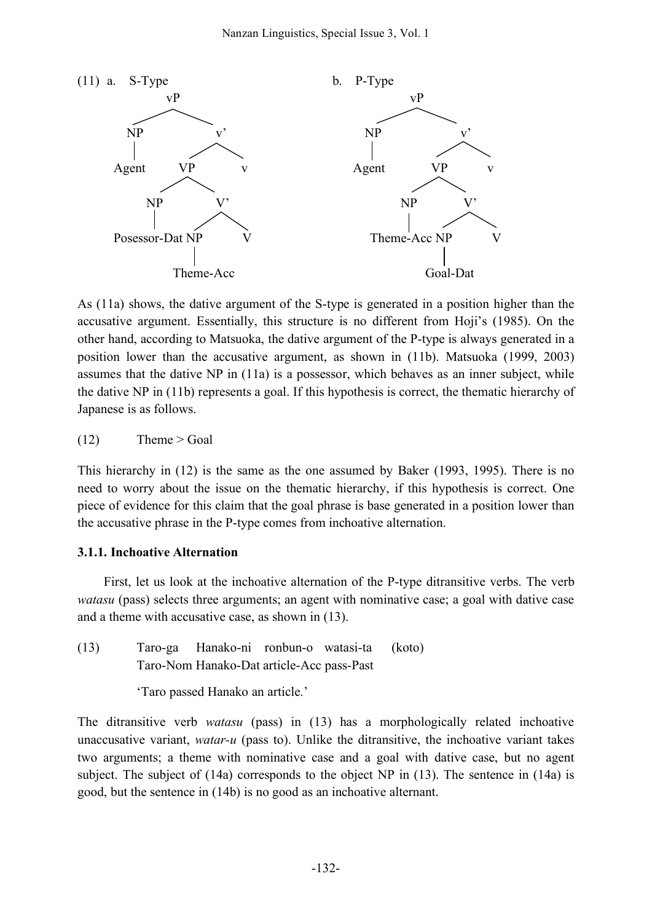(11) a. S-Type

```
            vP
          /    \
        NP      v'
        |      /  \
      Agent   VP    v
             /  \
           NP    V'
           |    /  \
 Posessor-Dat  NP   V
               |
           Theme-Acc
```

b. P-Type

```
            vP
          /    \
        NP      v'
        |      /  \
      Agent   VP    v
             /  \
           NP    V'
           |    /  \
    Theme-Acc  NP   V
               |
           Goal-Dat
```

As (11a) shows, the dative argument of the S-type is generated in a position higher than the accusative argument. Essentially, this structure is no different from Hoji's (1985). On the other hand, according to Matsuoka, the dative argument of the P-type is always generated in a position lower than the accusative argument, as shown in (11b). Matsuoka (1999, 2003) assumes that the dative NP in (11a) is a possessor, which behaves as an inner subject, while the dative NP in (11b) represents a goal. If this hypothesis is correct, the thematic hierarchy of Japanese is as follows.

(12) Theme > Goal

This hierarchy in (12) is the same as the one assumed by Baker (1993, 1995). There is no need to worry about the issue on the thematic hierarchy, if this hypothesis is correct. One piece of evidence for this claim that the goal phrase is base generated in a position lower than the accusative phrase in the P-type comes from inchoative alternation.

### 3.1.1. Inchoative Alternation

First, let us look at the inchoative alternation of the P-type ditransitive verbs. The verb *watasu* (pass) selects three arguments; an agent with nominative case; a goal with dative case and a theme with accusative case, as shown in (13).

(13) Taro-ga Hanako-ni ronbun-o watasi-ta (koto)
Taro-Nom Hanako-Dat article-Acc pass-Past

'Taro passed Hanako an article.'

The ditransitive verb *watasu* (pass) in (13) has a morphologically related inchoative unaccusative variant, *watar-u* (pass to). Unlike the ditransitive, the inchoative variant takes two arguments; a theme with nominative case and a goal with dative case, but no agent subject. The subject of (14a) corresponds to the object NP in (13). The sentence in (14a) is good, but the sentence in (14b) is no good as an inchoative alternant.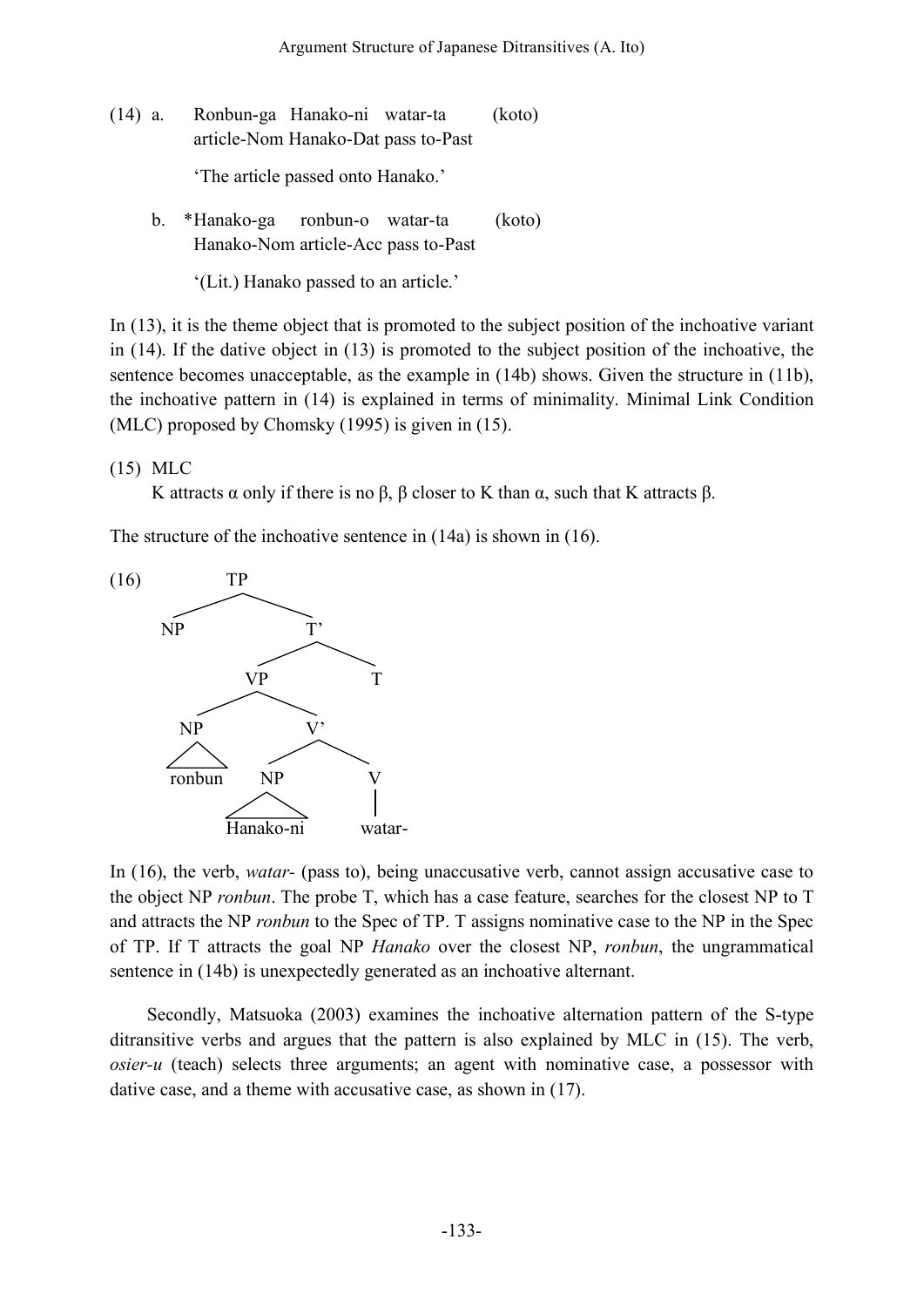(14) a. Ronbun-ga Hanako-ni watar-ta (koto)
   article-Nom Hanako-Dat pass to-Past
   'The article passed onto Hanako.'

  b. *Hanako-ga ronbun-o watar-ta (koto)
   Hanako-Nom article-Acc pass to-Past
   '(Lit.) Hanako passed to an article.'

In (13), it is the theme object that is promoted to the subject position of the inchoative variant in (14). If the dative object in (13) is promoted to the subject position of the inchoative, the sentence becomes unacceptable, as the example in (14b) shows. Given the structure in (11b), the inchoative pattern in (14) is explained in terms of minimality. Minimal Link Condition (MLC) proposed by Chomsky (1995) is given in (15).

(15) MLC
  K attracts α only if there is no β, β closer to K than α, such that K attracts β.

The structure of the inchoative sentence in (14a) is shown in (16).

(16)
```
[TP NP [T' [VP [NP ronbun] [V' [NP Hanako-ni] [V watar-]]] T]]
```

In (16), the verb, *watar-* (pass to), being unaccusative verb, cannot assign accusative case to the object NP *ronbun*. The probe T, which has a case feature, searches for the closest NP to T and attracts the NP *ronbun* to the Spec of TP. T assigns nominative case to the NP in the Spec of TP. If T attracts the goal NP *Hanako* over the closest NP, *ronbun*, the ungrammatical sentence in (14b) is unexpectedly generated as an inchoative alternant.

Secondly, Matsuoka (2003) examines the inchoative alternation pattern of the S-type ditransitive verbs and argues that the pattern is also explained by MLC in (15). The verb, *osier-u* (teach) selects three arguments; an agent with nominative case, a possessor with dative case, and a theme with accusative case, as shown in (17).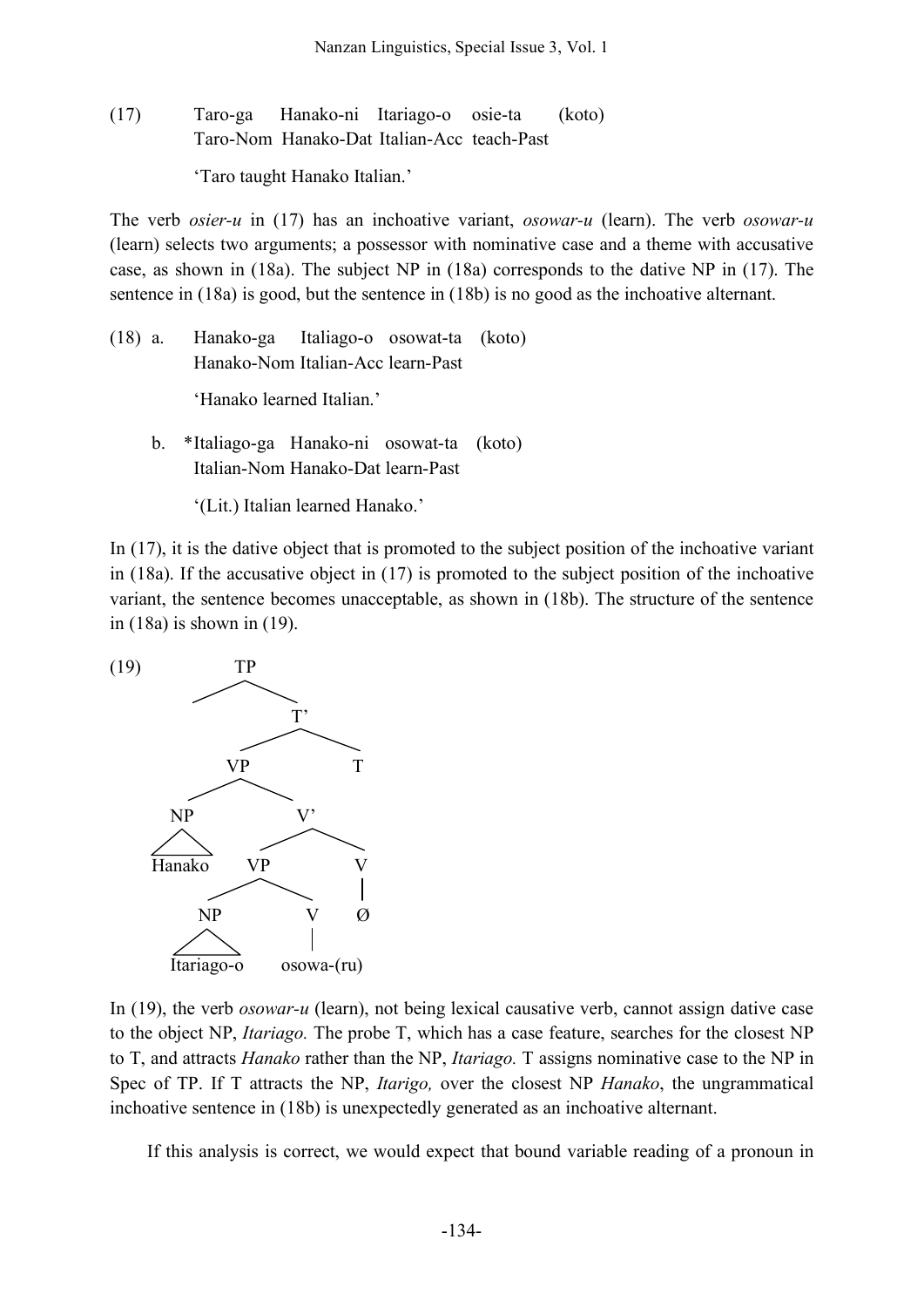(17) Taro-ga Hanako-ni Itariago-o osie-ta (koto)
Taro-Nom Hanako-Dat Italian-Acc teach-Past

'Taro taught Hanako Italian.'

The verb *osier-u* in (17) has an inchoative variant, *osowar-u* (learn). The verb *osowar-u* (learn) selects two arguments; a possessor with nominative case and a theme with accusative case, as shown in (18a). The subject NP in (18a) corresponds to the dative NP in (17). The sentence in (18a) is good, but the sentence in (18b) is no good as the inchoative alternant.

(18) a. Hanako-ga Italiago-o osowat-ta (koto)
Hanako-Nom Italian-Acc learn-Past

'Hanako learned Italian.'

b. *Italiago-ga Hanako-ni osowat-ta (koto)
Italian-Nom Hanako-Dat learn-Past

'(Lit.) Italian learned Hanako.'

In (17), it is the dative object that is promoted to the subject position of the inchoative variant in (18a). If the accusative object in (17) is promoted to the subject position of the inchoative variant, the sentence becomes unacceptable, as shown in (18b). The structure of the sentence in (18a) is shown in (19).

(19)

```
              TP
             /  \
                 T'
                /  \
              VP    T
             /  \
           NP    V'
           |    /  \
        Hanako VP    V
              /  \   |
            NP    V  Ø
            |     |
      Itariago-o osowa-(ru)
```

In (19), the verb *osowar-u* (learn), not being lexical causative verb, cannot assign dative case to the object NP, *Itariago.* The probe T, which has a case feature, searches for the closest NP to T, and attracts *Hanako* rather than the NP, *Itariago.* T assigns nominative case to the NP in Spec of TP. If T attracts the NP, *Itarigo,* over the closest NP *Hanako*, the ungrammatical inchoative sentence in (18b) is unexpectedly generated as an inchoative alternant.

If this analysis is correct, we would expect that bound variable reading of a pronoun in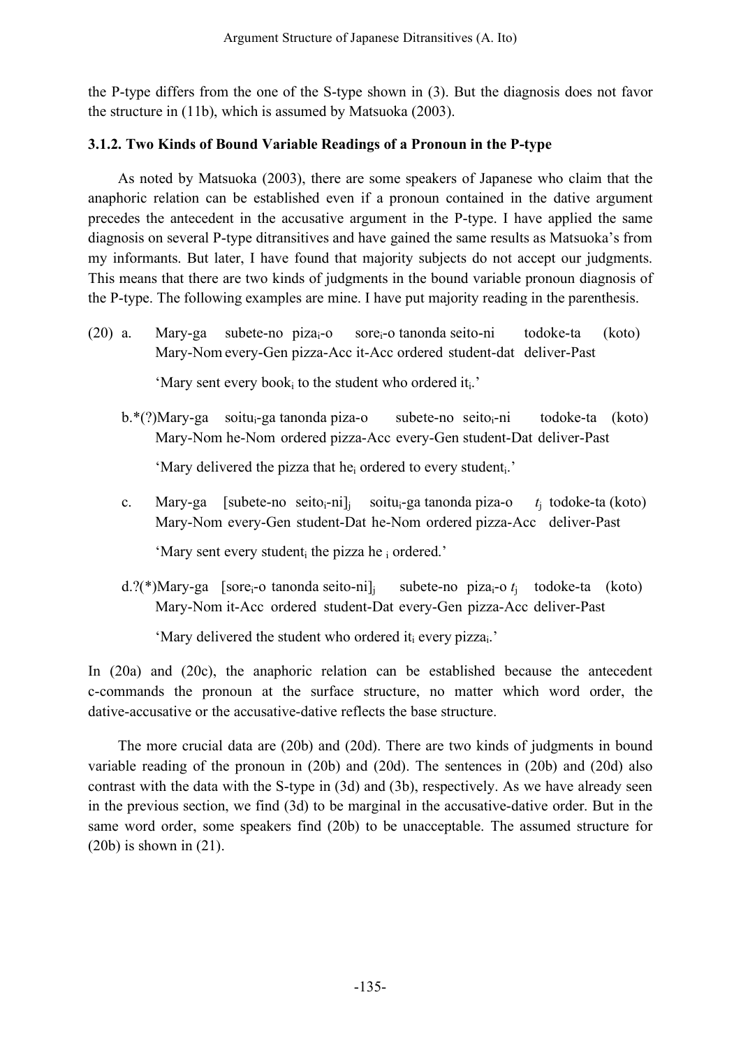the P-type differs from the one of the S-type shown in (3). But the diagnosis does not favor the structure in (11b), which is assumed by Matsuoka (2003).

### 3.1.2. Two Kinds of Bound Variable Readings of a Pronoun in the P-type

As noted by Matsuoka (2003), there are some speakers of Japanese who claim that the anaphoric relation can be established even if a pronoun contained in the dative argument precedes the antecedent in the accusative argument in the P-type. I have applied the same diagnosis on several P-type ditransitives and have gained the same results as Matsuoka's from my informants. But later, I have found that majority subjects do not accept our judgments. This means that there are two kinds of judgments in the bound variable pronoun diagnosis of the P-type. The following examples are mine. I have put majority reading in the parenthesis.

(20) a. Mary-ga subete-no piza$_i$-o sore$_i$-o tanonda seito-ni todoke-ta (koto)
Mary-Nom every-Gen pizza-Acc it-Acc ordered student-dat deliver-Past

'Mary sent every book$_i$ to the student who ordered it$_i$.'

b.*(?)Mary-ga soitu$_i$-ga tanonda piza-o subete-no seito$_i$-ni todoke-ta (koto)
Mary-Nom he-Nom ordered pizza-Acc every-Gen student-Dat deliver-Past

'Mary delivered the pizza that he$_i$ ordered to every student$_i$.'

c. Mary-ga [subete-no seito$_i$-ni]$_j$ soitu$_i$-ga tanonda piza-o $t_j$ todoke-ta (koto)
Mary-Nom every-Gen student-Dat he-Nom ordered pizza-Acc deliver-Past

'Mary sent every student$_i$ the pizza he $_i$ ordered.'

d.?(*)Mary-ga [sore$_i$-o tanonda seito-ni]$_j$ subete-no piza$_i$-o $t_j$ todoke-ta (koto)
Mary-Nom it-Acc ordered student-Dat every-Gen pizza-Acc deliver-Past

'Mary delivered the student who ordered it$_i$ every pizza$_i$.'

In (20a) and (20c), the anaphoric relation can be established because the antecedent c-commands the pronoun at the surface structure, no matter which word order, the dative-accusative or the accusative-dative reflects the base structure.

The more crucial data are (20b) and (20d). There are two kinds of judgments in bound variable reading of the pronoun in (20b) and (20d). The sentences in (20b) and (20d) also contrast with the data with the S-type in (3d) and (3b), respectively. As we have already seen in the previous section, we find (3d) to be marginal in the accusative-dative order. But in the same word order, some speakers find (20b) to be unacceptable. The assumed structure for (20b) is shown in (21).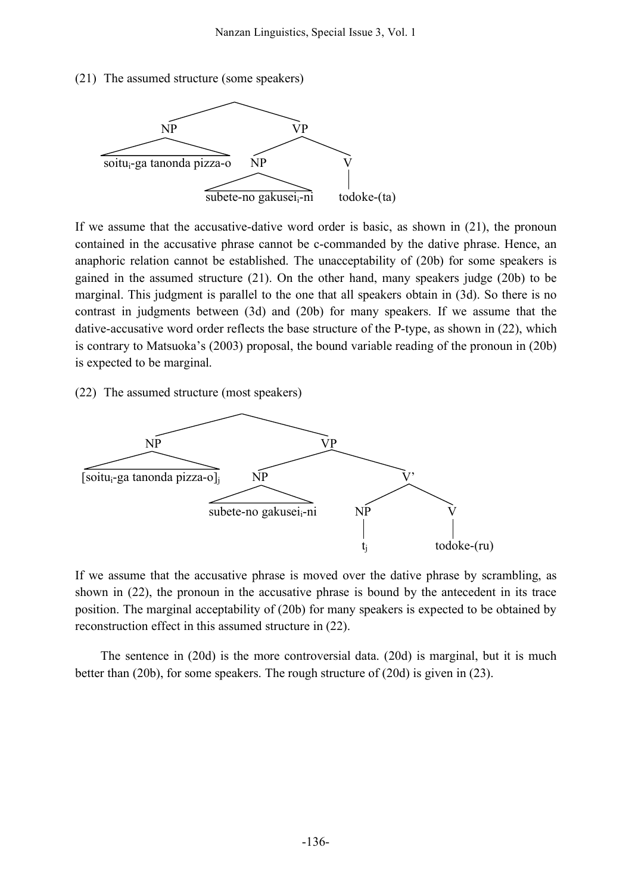(21) The assumed structure (some speakers)

```
            ________________
           /                \
         NP                  VP
   ______|______         ____|____
  soitu_i-ga tanonda    NP        V
  pizza-o            ___|___      |
                    subete-no   todoke-(ta)
                    gakusei_i-ni
```

If we assume that the accusative-dative word order is basic, as shown in (21), the pronoun contained in the accusative phrase cannot be c-commanded by the dative phrase. Hence, an anaphoric relation cannot be established. The unacceptability of (20b) for some speakers is gained in the assumed structure (21). On the other hand, many speakers judge (20b) to be marginal. This judgment is parallel to the one that all speakers obtain in (3d). So there is no contrast in judgments between (3d) and (20b) for many speakers. If we assume that the dative-accusative word order reflects the base structure of the P-type, as shown in (22), which is contrary to Matsuoka's (2003) proposal, the bound variable reading of the pronoun in (20b) is expected to be marginal.

(22) The assumed structure (most speakers)

```
              ____________________
             /                    \
           NP                      VP
     ______|______           ______|______
  [soitu_i-ga tanonda       NP            V'
  pizza-o]_j             ___|___       ___|___
                        subete-no     NP      V
                        gakusei_i-ni  |       |
                                      t_j   todoke-(ru)
```

If we assume that the accusative phrase is moved over the dative phrase by scrambling, as shown in (22), the pronoun in the accusative phrase is bound by the antecedent in its trace position. The marginal acceptability of (20b) for many speakers is expected to be obtained by reconstruction effect in this assumed structure in (22).

The sentence in (20d) is the more controversial data. (20d) is marginal, but it is much better than (20b), for some speakers. The rough structure of (20d) is given in (23).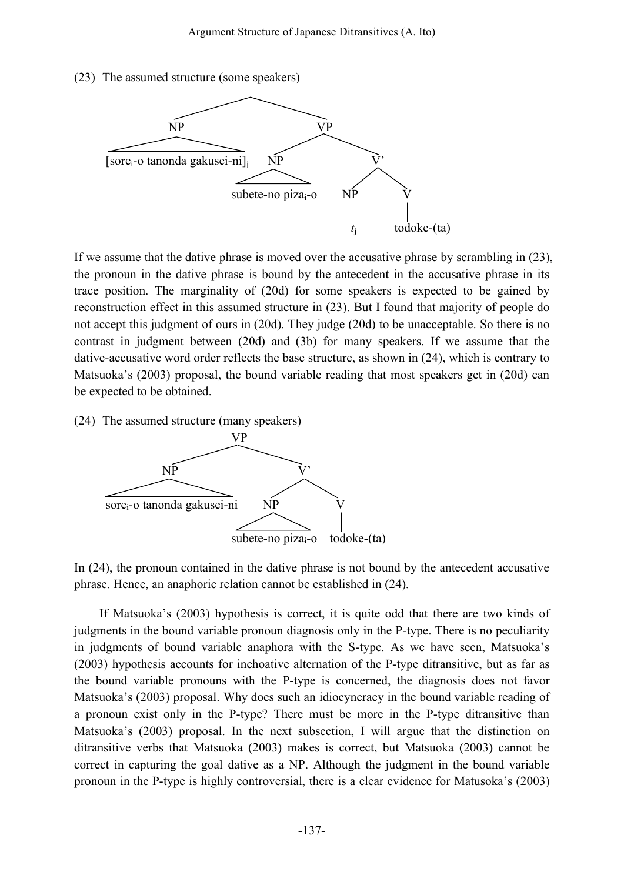(23) The assumed structure (some speakers)

```
                    ___________________
                   |                   |
                   NP                  VP
     [sore_i-o tanonda gakusei-ni]_j   |________________
                                       |                |
                                       NP               V'
                              subete-no piza_i-o   _____|_____
                                                  |           |
                                                  NP          V
                                                  |           |
                                                  t_j     todoke-(ta)
```

If we assume that the dative phrase is moved over the accusative phrase by scrambling in (23), the pronoun in the dative phrase is bound by the antecedent in the accusative phrase in its trace position. The marginality of (20d) for some speakers is expected to be gained by reconstruction effect in this assumed structure in (23). But I found that majority of people do not accept this judgment of ours in (20d). They judge (20d) to be unacceptable. So there is no contrast in judgment between (20d) and (3b) for many speakers. If we assume that the dative-accusative word order reflects the base structure, as shown in (24), which is contrary to Matsuoka's (2003) proposal, the bound variable reading that most speakers get in (20d) can be expected to be obtained.

(24) The assumed structure (many speakers)

```
                         VP
              ___________|___________
             |                       |
             NP                      V'
  sore_i-o tanonda gakusei-ni   _____|_____
                               |           |
                               NP          V
                      subete-no piza_i-o   todoke-(ta)
```

In (24), the pronoun contained in the dative phrase is not bound by the antecedent accusative phrase. Hence, an anaphoric relation cannot be established in (24).

If Matsuoka's (2003) hypothesis is correct, it is quite odd that there are two kinds of judgments in the bound variable pronoun diagnosis only in the P-type. There is no peculiarity in judgments of bound variable anaphora with the S-type. As we have seen, Matsuoka's (2003) hypothesis accounts for inchoative alternation of the P-type ditransitive, but as far as the bound variable pronouns with the P-type is concerned, the diagnosis does not favor Matsuoka's (2003) proposal. Why does such an idiocyncracy in the bound variable reading of a pronoun exist only in the P-type? There must be more in the P-type ditransitive than Matsuoka's (2003) proposal. In the next subsection, I will argue that the distinction on ditransitive verbs that Matsuoka (2003) makes is correct, but Matsuoka (2003) cannot be correct in capturing the goal dative as a NP. Although the judgment in the bound variable pronoun in the P-type is highly controversial, there is a clear evidence for Matusoka's (2003)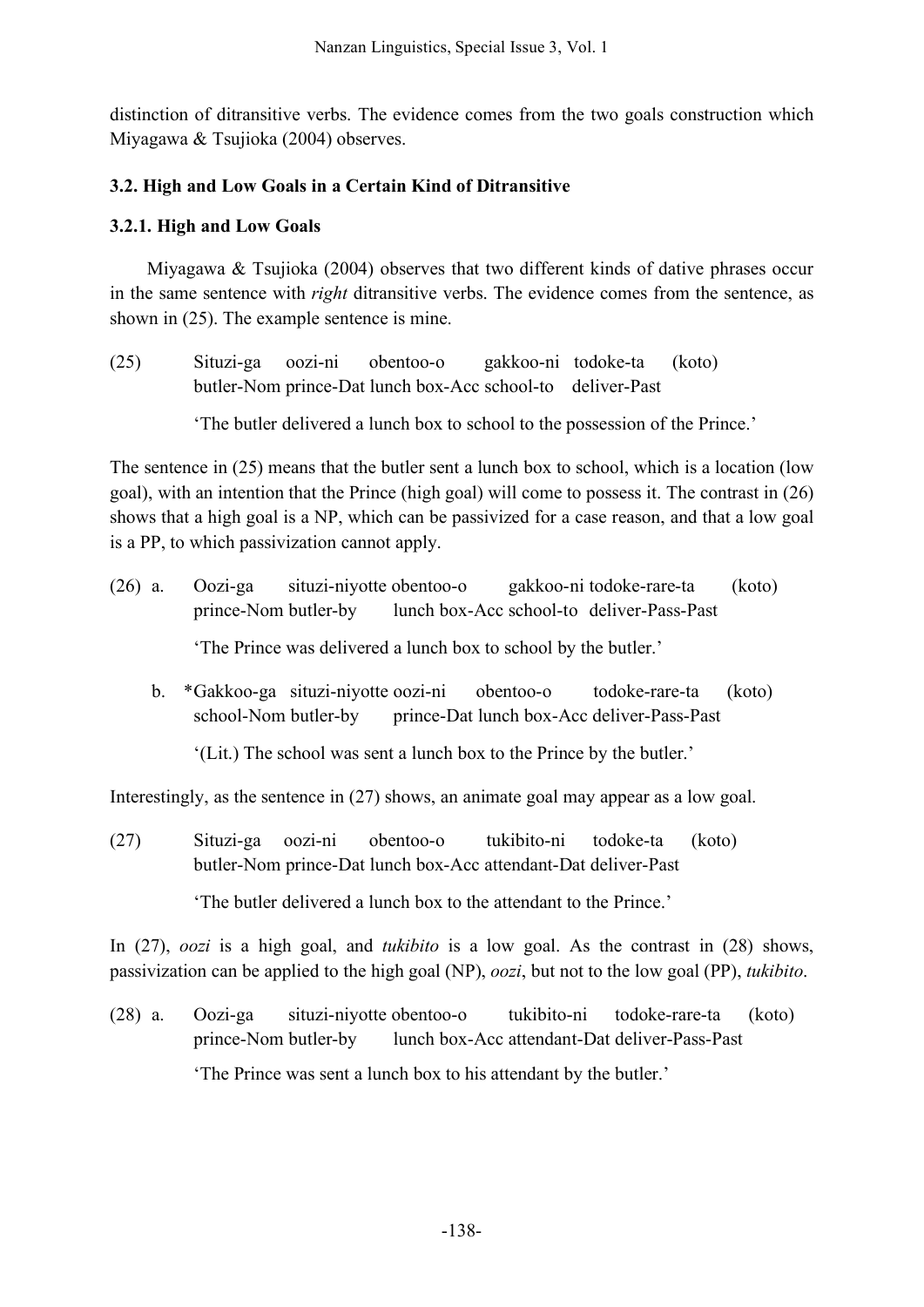distinction of ditransitive verbs. The evidence comes from the two goals construction which Miyagawa & Tsujioka (2004) observes.

### 3.2. High and Low Goals in a Certain Kind of Ditransitive

#### 3.2.1. High and Low Goals

Miyagawa & Tsujioka (2004) observes that two different kinds of dative phrases occur in the same sentence with *right* ditransitive verbs. The evidence comes from the sentence, as shown in (25). The example sentence is mine.

(25) Situzi-ga oozi-ni obentoo-o gakkoo-ni todoke-ta (koto)
butler-Nom prince-Dat lunch box-Acc school-to deliver-Past

'The butler delivered a lunch box to school to the possession of the Prince.'

The sentence in (25) means that the butler sent a lunch box to school, which is a location (low goal), with an intention that the Prince (high goal) will come to possess it. The contrast in (26) shows that a high goal is a NP, which can be passivized for a case reason, and that a low goal is a PP, to which passivization cannot apply.

(26) a. Oozi-ga situzi-niyotte obentoo-o gakkoo-ni todoke-rare-ta (koto)
prince-Nom butler-by lunch box-Acc school-to deliver-Pass-Past

'The Prince was delivered a lunch box to school by the butler.'

b. *Gakkoo-ga situzi-niyotte oozi-ni obentoo-o todoke-rare-ta (koto)
school-Nom butler-by prince-Dat lunch box-Acc deliver-Pass-Past

'(Lit.) The school was sent a lunch box to the Prince by the butler.'

Interestingly, as the sentence in (27) shows, an animate goal may appear as a low goal.

(27) Situzi-ga oozi-ni obentoo-o tukibito-ni todoke-ta (koto)
butler-Nom prince-Dat lunch box-Acc attendant-Dat deliver-Past

'The butler delivered a lunch box to the attendant to the Prince.'

In (27), *oozi* is a high goal, and *tukibito* is a low goal. As the contrast in (28) shows, passivization can be applied to the high goal (NP), *oozi*, but not to the low goal (PP), *tukibito*.

(28) a. Oozi-ga situzi-niyotte obentoo-o tukibito-ni todoke-rare-ta (koto)
prince-Nom butler-by lunch box-Acc attendant-Dat deliver-Pass-Past

'The Prince was sent a lunch box to his attendant by the butler.'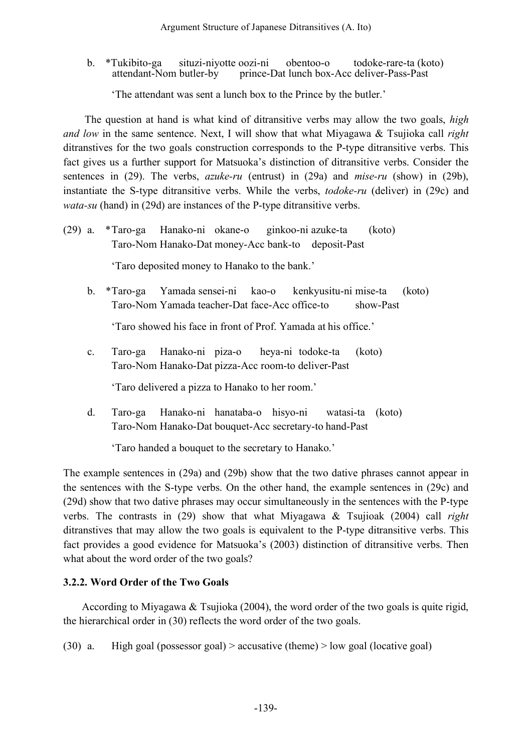b. *Tukibito-ga situzi-niyotte oozi-ni obentoo-o todoke-rare-ta (koto)
   attendant-Nom butler-by prince-Dat lunch box-Acc deliver-Pass-Past

   'The attendant was sent a lunch box to the Prince by the butler.'

The question at hand is what kind of ditransitive verbs may allow the two goals, *high and low* in the same sentence. Next, I will show that what Miyagawa & Tsujioka call *right* ditranstives for the two goals construction corresponds to the P-type ditransitive verbs. This fact gives us a further support for Matsuoka's distinction of ditransitive verbs. Consider the sentences in (29). The verbs, *azuke-ru* (entrust) in (29a) and *mise-ru* (show) in (29b), instantiate the S-type ditransitive verbs. While the verbs, *todoke-ru* (deliver) in (29c) and *wata-su* (hand) in (29d) are instances of the P-type ditransitive verbs.

(29) a. *Taro-ga Hanako-ni okane-o ginkoo-ni azuke-ta (koto)
   Taro-Nom Hanako-Dat money-Acc bank-to deposit-Past

   'Taro deposited money to Hanako to the bank.'

b. *Taro-ga Yamada sensei-ni kao-o kenkyusitu-ni mise-ta (koto)
   Taro-Nom Yamada teacher-Dat face-Acc office-to show-Past

   'Taro showed his face in front of Prof. Yamada at his office.'

c. Taro-ga Hanako-ni piza-o heya-ni todoke-ta (koto)
   Taro-Nom Hanako-Dat pizza-Acc room-to deliver-Past

   'Taro delivered a pizza to Hanako to her room.'

d. Taro-ga Hanako-ni hanataba-o hisyo-ni watasi-ta (koto)
   Taro-Nom Hanako-Dat bouquet-Acc secretary-to hand-Past

   'Taro handed a bouquet to the secretary to Hanako.'

The example sentences in (29a) and (29b) show that the two dative phrases cannot appear in the sentences with the S-type verbs. On the other hand, the example sentences in (29c) and (29d) show that two dative phrases may occur simultaneously in the sentences with the P-type verbs. The contrasts in (29) show that what Miyagawa & Tsujioak (2004) call *right* ditranstives that may allow the two goals is equivalent to the P-type ditransitive verbs. This fact provides a good evidence for Matsuoka's (2003) distinction of ditransitive verbs. Then what about the word order of the two goals?

### 3.2.2. Word Order of the Two Goals

According to Miyagawa & Tsujioka (2004), the word order of the two goals is quite rigid, the hierarchical order in (30) reflects the word order of the two goals.

(30) a. High goal (possessor goal) > accusative (theme) > low goal (locative goal)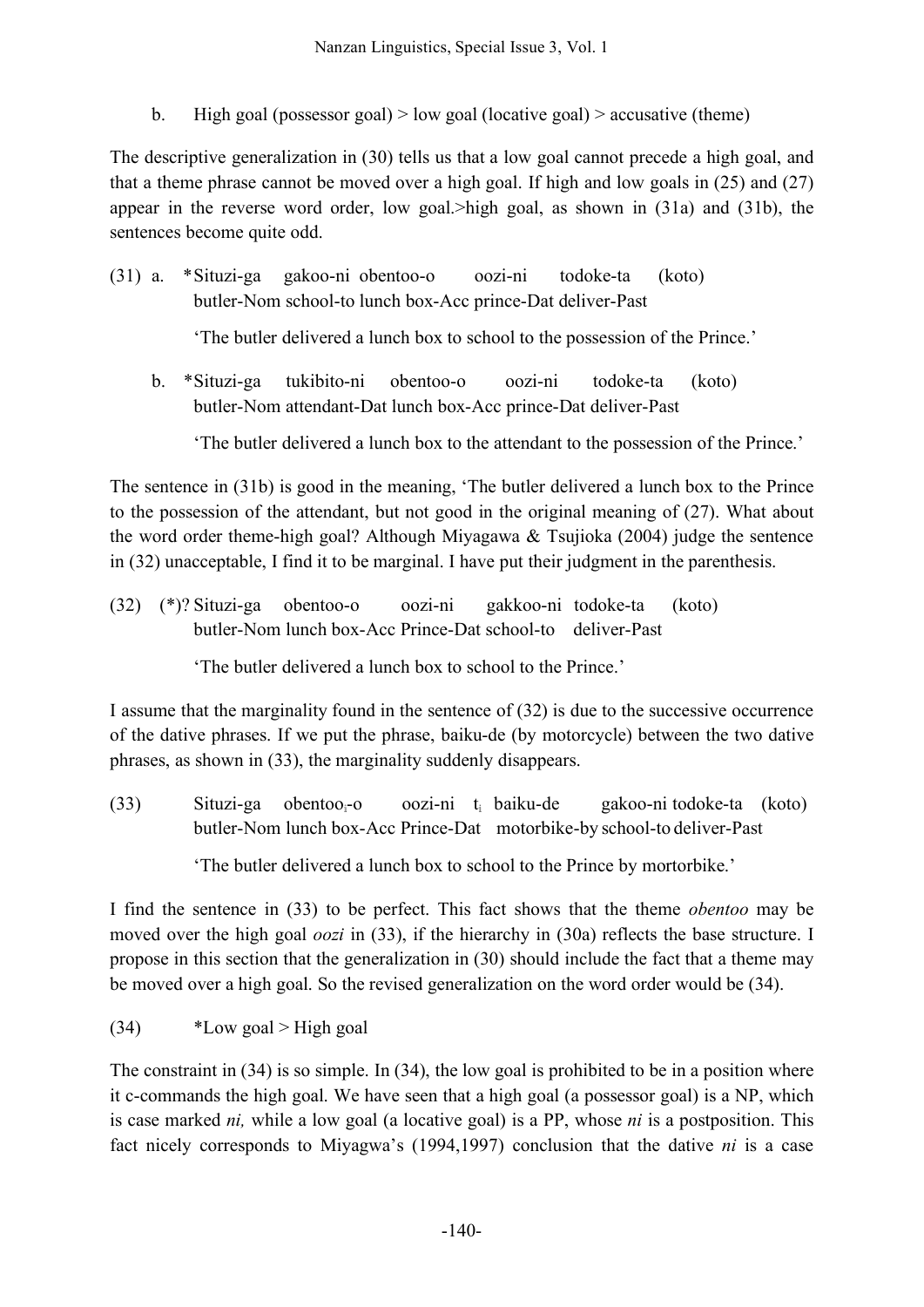b. High goal (possessor goal) > low goal (locative goal) > accusative (theme)

The descriptive generalization in (30) tells us that a low goal cannot precede a high goal, and that a theme phrase cannot be moved over a high goal. If high and low goals in (25) and (27) appear in the reverse word order, low goal.>high goal, as shown in (31a) and (31b), the sentences become quite odd.

(31) a. *Situzi-ga gakoo-ni obentoo-o oozi-ni todoke-ta (koto)
butler-Nom school-to lunch box-Acc prince-Dat deliver-Past

'The butler delivered a lunch box to school to the possession of the Prince.'

b. *Situzi-ga tukibito-ni obentoo-o oozi-ni todoke-ta (koto)
butler-Nom attendant-Dat lunch box-Acc prince-Dat deliver-Past

'The butler delivered a lunch box to the attendant to the possession of the Prince.'

The sentence in (31b) is good in the meaning, 'The butler delivered a lunch box to the Prince to the possession of the attendant, but not good in the original meaning of (27). What about the word order theme-high goal? Although Miyagawa & Tsujioka (2004) judge the sentence in (32) unacceptable, I find it to be marginal. I have put their judgment in the parenthesis.

(32) (*)? Situzi-ga obentoo-o oozi-ni gakkoo-ni todoke-ta (koto)
butler-Nom lunch box-Acc Prince-Dat school-to deliver-Past

'The butler delivered a lunch box to school to the Prince.'

I assume that the marginality found in the sentence of (32) is due to the successive occurrence of the dative phrases. If we put the phrase, baiku-de (by motorcycle) between the two dative phrases, as shown in (33), the marginality suddenly disappears.

(33) Situzi-ga obentoo$_i$-o oozi-ni t$_i$ baiku-de gakoo-ni todoke-ta (koto)
butler-Nom lunch box-Acc Prince-Dat motorbike-by school-to deliver-Past

'The butler delivered a lunch box to school to the Prince by mortorbike.'

I find the sentence in (33) to be perfect. This fact shows that the theme *obentoo* may be moved over the high goal *oozi* in (33), if the hierarchy in (30a) reflects the base structure. I propose in this section that the generalization in (30) should include the fact that a theme may be moved over a high goal. So the revised generalization on the word order would be (34).

(34) *Low goal > High goal

The constraint in (34) is so simple. In (34), the low goal is prohibited to be in a position where it c-commands the high goal. We have seen that a high goal (a possessor goal) is a NP, which is case marked *ni,* while a low goal (a locative goal) is a PP, whose *ni* is a postposition. This fact nicely corresponds to Miyagwa's (1994,1997) conclusion that the dative *ni* is a case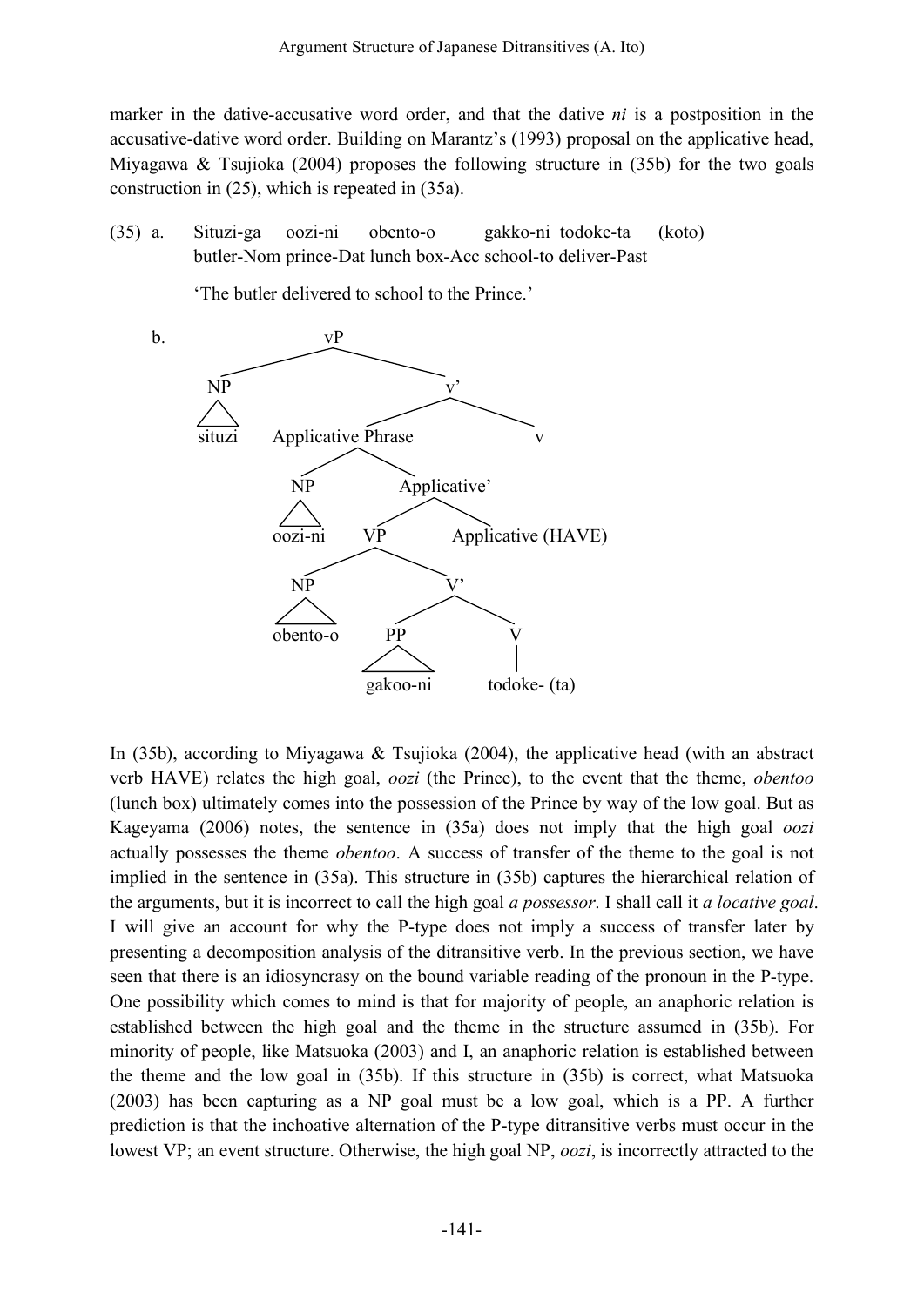marker in the dative-accusative word order, and that the dative *ni* is a postposition in the accusative-dative word order. Building on Marantz's (1993) proposal on the applicative head, Miyagawa & Tsujioka (2004) proposes the following structure in (35b) for the two goals construction in (25), which is repeated in (35a).

(35) a. Situzi-ga oozi-ni obento-o gakko-ni todoke-ta (koto)
butler-Nom prince-Dat lunch box-Acc school-to deliver-Past

'The butler delivered to school to the Prince.'

b.

```
vP
├── NP
│   └── situzi
└── v'
    ├── Applicative Phrase
    │   ├── NP
    │   │   └── oozi-ni
    │   └── Applicative'
    │       ├── VP
    │       │   ├── NP
    │       │   │   └── obento-o
    │       │   └── V'
    │       │       ├── PP
    │       │       │   └── gakoo-ni
    │       │       └── V
    │       │           └── todoke- (ta)
    │       └── Applicative (HAVE)
    └── v
```

In (35b), according to Miyagawa & Tsujioka (2004), the applicative head (with an abstract verb HAVE) relates the high goal, *oozi* (the Prince), to the event that the theme, *obentoo* (lunch box) ultimately comes into the possession of the Prince by way of the low goal. But as Kageyama (2006) notes, the sentence in (35a) does not imply that the high goal *oozi* actually possesses the theme *obentoo*. A success of transfer of the theme to the goal is not implied in the sentence in (35a). This structure in (35b) captures the hierarchical relation of the arguments, but it is incorrect to call the high goal *a possessor*. I shall call it *a locative goal*. I will give an account for why the P-type does not imply a success of transfer later by presenting a decomposition analysis of the ditransitive verb. In the previous section, we have seen that there is an idiosyncrasy on the bound variable reading of the pronoun in the P-type. One possibility which comes to mind is that for majority of people, an anaphoric relation is established between the high goal and the theme in the structure assumed in (35b). For minority of people, like Matsuoka (2003) and I, an anaphoric relation is established between the theme and the low goal in (35b). If this structure in (35b) is correct, what Matsuoka (2003) has been capturing as a NP goal must be a low goal, which is a PP. A further prediction is that the inchoative alternation of the P-type ditransitive verbs must occur in the lowest VP; an event structure. Otherwise, the high goal NP, *oozi*, is incorrectly attracted to the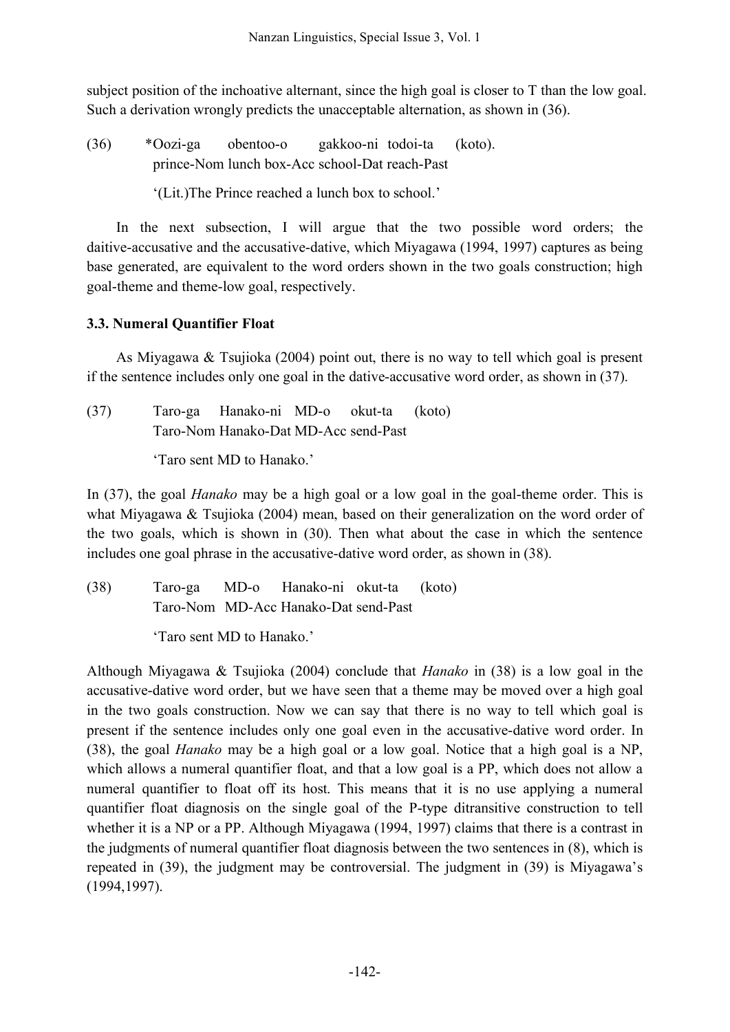subject position of the inchoative alternant, since the high goal is closer to T than the low goal. Such a derivation wrongly predicts the unacceptable alternation, as shown in (36).

(36) *Oozi-ga obentoo-o gakkoo-ni todoi-ta (koto).
prince-Nom lunch box-Acc school-Dat reach-Past
'(Lit.)The Prince reached a lunch box to school.'

In the next subsection, I will argue that the two possible word orders; the daitive-accusative and the accusative-dative, which Miyagawa (1994, 1997) captures as being base generated, are equivalent to the word orders shown in the two goals construction; high goal-theme and theme-low goal, respectively.

### 3.3. Numeral Quantifier Float

As Miyagawa & Tsujioka (2004) point out, there is no way to tell which goal is present if the sentence includes only one goal in the dative-accusative word order, as shown in (37).

(37) Taro-ga Hanako-ni MD-o okut-ta (koto)
Taro-Nom Hanako-Dat MD-Acc send-Past
'Taro sent MD to Hanako.'

In (37), the goal *Hanako* may be a high goal or a low goal in the goal-theme order. This is what Miyagawa & Tsujioka (2004) mean, based on their generalization on the word order of the two goals, which is shown in (30). Then what about the case in which the sentence includes one goal phrase in the accusative-dative word order, as shown in (38).

(38) Taro-ga MD-o Hanako-ni okut-ta (koto)
Taro-Nom MD-Acc Hanako-Dat send-Past
'Taro sent MD to Hanako.'

Although Miyagawa & Tsujioka (2004) conclude that *Hanako* in (38) is a low goal in the accusative-dative word order, but we have seen that a theme may be moved over a high goal in the two goals construction. Now we can say that there is no way to tell which goal is present if the sentence includes only one goal even in the accusative-dative word order. In (38), the goal *Hanako* may be a high goal or a low goal. Notice that a high goal is a NP, which allows a numeral quantifier float, and that a low goal is a PP, which does not allow a numeral quantifier to float off its host. This means that it is no use applying a numeral quantifier float diagnosis on the single goal of the P-type ditransitive construction to tell whether it is a NP or a PP. Although Miyagawa (1994, 1997) claims that there is a contrast in the judgments of numeral quantifier float diagnosis between the two sentences in (8), which is repeated in (39), the judgment may be controversial. The judgment in (39) is Miyagawa's (1994,1997).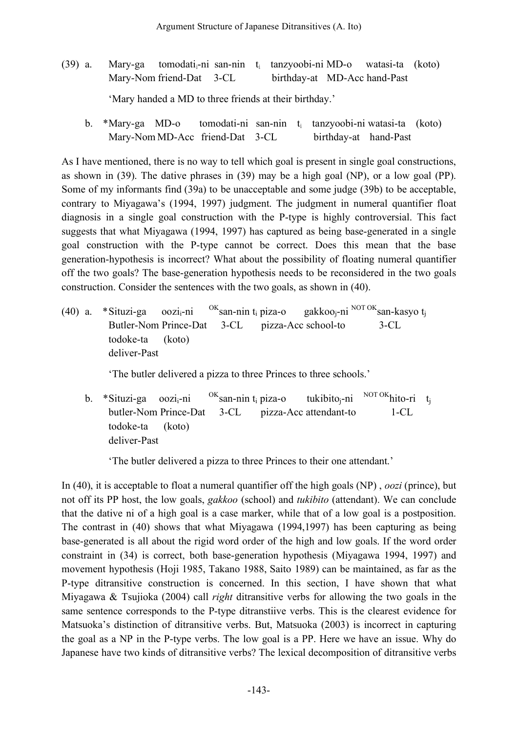(39) a. Mary-ga tomodati$_i$-ni san-nin $t_i$ tanzyoobi-ni MD-o watasi-ta (koto)
Mary-Nom friend-Dat 3-CL birthday-at MD-Acc hand-Past

'Mary handed a MD to three friends at their birthday.'

b. *Mary-ga MD-o tomodati-ni san-nin $t_i$ tanzyoobi-ni watasi-ta (koto)
Mary-Nom MD-Acc friend-Dat 3-CL birthday-at hand-Past

As I have mentioned, there is no way to tell which goal is present in single goal constructions, as shown in (39). The dative phrases in (39) may be a high goal (NP), or a low goal (PP). Some of my informants find (39a) to be unacceptable and some judge (39b) to be acceptable, contrary to Miyagawa's (1994, 1997) judgment. The judgment in numeral quantifier float diagnosis in a single goal construction with the P-type is highly controversial. This fact suggests that what Miyagawa (1994, 1997) has captured as being base-generated in a single goal construction with the P-type cannot be correct. Does this mean that the base generation-hypothesis is incorrect? What about the possibility of floating numeral quantifier off the two goals? The base-generation hypothesis needs to be reconsidered in the two goals construction. Consider the sentences with the two goals, as shown in (40).

(40) a. *Situzi-ga oozi$_i$-ni $^{OK}$san-nin $t_i$ piza-o gakkoo$_j$-ni $^{NOT\ OK}$san-kasyo $t_j$
Butler-Nom Prince-Dat 3-CL pizza-Acc school-to 3-CL
todoke-ta (koto)
deliver-Past

'The butler delivered a pizza to three Princes to three schools.'

b. *Situzi-ga oozi$_i$-ni $^{OK}$san-nin $t_i$ piza-o tukibito$_j$-ni $^{NOT\ OK}$hito-ri $t_j$
butler-Nom Prince-Dat 3-CL pizza-Acc attendant-to 1-CL
todoke-ta (koto)
deliver-Past

'The butler delivered a pizza to three Princes to their one attendant.'

In (40), it is acceptable to float a numeral quantifier off the high goals (NP) , *oozi* (prince), but not off its PP host, the low goals, *gakkoo* (school) and *tukibito* (attendant). We can conclude that the dative ni of a high goal is a case marker, while that of a low goal is a postposition. The contrast in (40) shows that what Miyagawa (1994,1997) has been capturing as being base-generated is all about the rigid word order of the high and low goals. If the word order constraint in (34) is correct, both base-generation hypothesis (Miyagawa 1994, 1997) and movement hypothesis (Hoji 1985, Takano 1988, Saito 1989) can be maintained, as far as the P-type ditransitive construction is concerned. In this section, I have shown that what Miyagawa & Tsujioka (2004) call *right* ditransitive verbs for allowing the two goals in the same sentence corresponds to the P-type ditranstiive verbs. This is the clearest evidence for Matsuoka's distinction of ditransitive verbs. But, Matsuoka (2003) is incorrect in capturing the goal as a NP in the P-type verbs. The low goal is a PP. Here we have an issue. Why do Japanese have two kinds of ditransitive verbs? The lexical decomposition of ditransitive verbs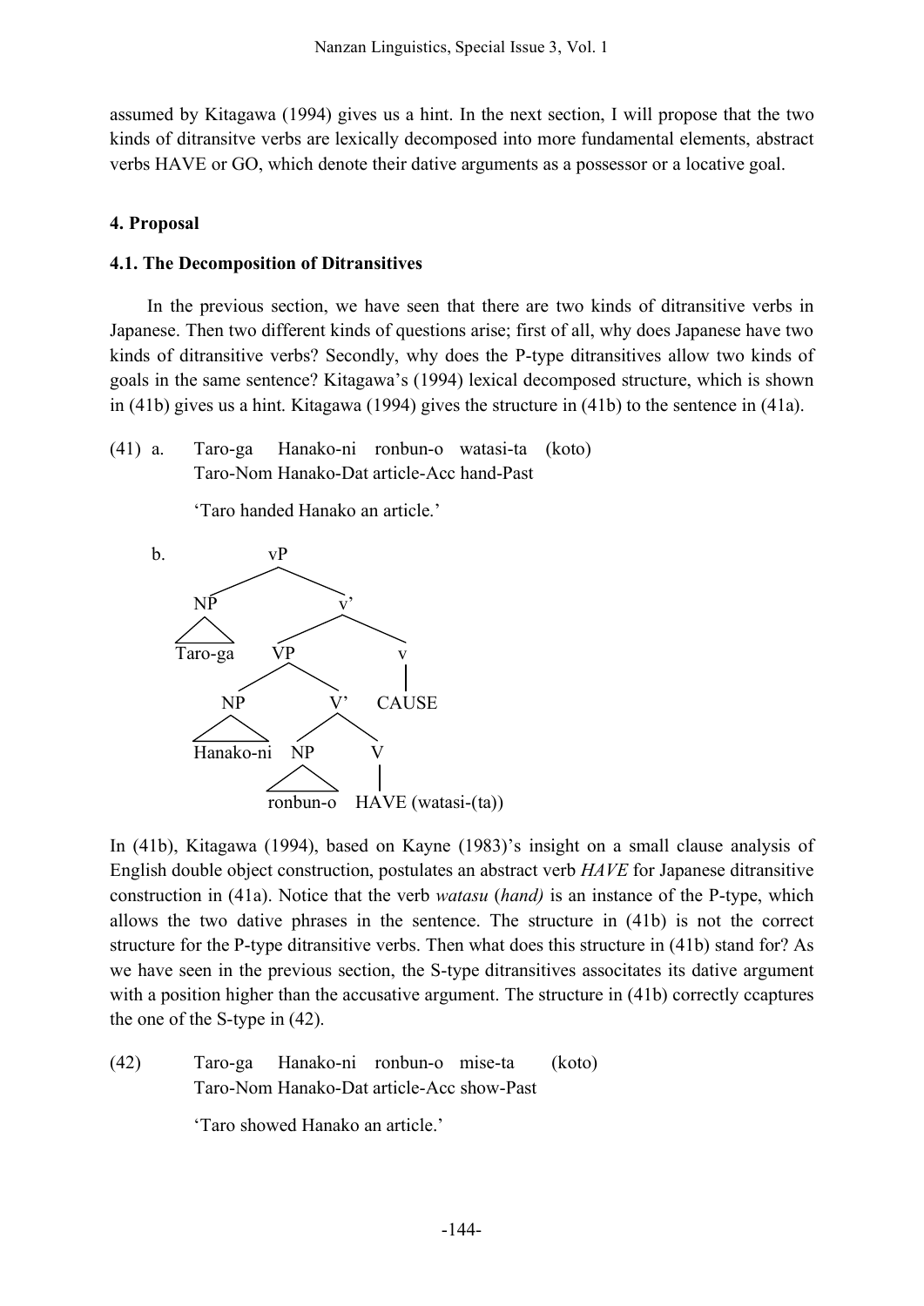assumed by Kitagawa (1994) gives us a hint. In the next section, I will propose that the two kinds of ditransitve verbs are lexically decomposed into more fundamental elements, abstract verbs HAVE or GO, which denote their dative arguments as a possessor or a locative goal.

## 4. Proposal

### 4.1. The Decomposition of Ditransitives

In the previous section, we have seen that there are two kinds of ditransitive verbs in Japanese. Then two different kinds of questions arise; first of all, why does Japanese have two kinds of ditransitive verbs? Secondly, why does the P-type ditransitives allow two kinds of goals in the same sentence? Kitagawa's (1994) lexical decomposed structure, which is shown in (41b) gives us a hint. Kitagawa (1994) gives the structure in (41b) to the sentence in (41a).

(41) a. Taro-ga Hanako-ni ronbun-o watasi-ta (koto)
Taro-Nom Hanako-Dat article-Acc hand-Past

'Taro handed Hanako an article.'

b.

```
            vP
          /    \
        NP      v'
        |      /   \
    Taro-ga   VP     v
             /  \    |
           NP    V'  CAUSE
           |    /  \
    Hanako-ni  NP   V
               |    |
         ronbun-o  HAVE (watasi-(ta))
```

In (41b), Kitagawa (1994), based on Kayne (1983)'s insight on a small clause analysis of English double object construction, postulates an abstract verb *HAVE* for Japanese ditransitive construction in (41a). Notice that the verb *watasu* (*hand)* is an instance of the P-type, which allows the two dative phrases in the sentence. The structure in (41b) is not the correct structure for the P-type ditransitive verbs. Then what does this structure in (41b) stand for? As we have seen in the previous section, the S-type ditransitives associtates its dative argument with a position higher than the accusative argument. The structure in (41b) correctly ccaptures the one of the S-type in (42).

(42) Taro-ga Hanako-ni ronbun-o mise-ta (koto)
Taro-Nom Hanako-Dat article-Acc show-Past

'Taro showed Hanako an article.'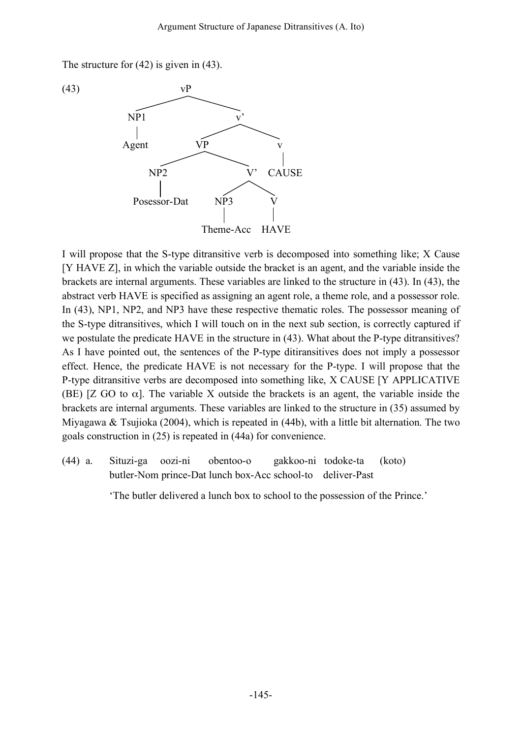The structure for (42) is given in (43).

(43)

```
                vP
           /          \
        NP1            v'
         |           /     \
       Agent       VP        v
                 /    \      |
              NP2      V'   CAUSE
               |      /  \
       Posessor-Dat  NP3   V
                      |    |
               Theme-Acc  HAVE
```

I will propose that the S-type ditransitive verb is decomposed into something like; X Cause [Y HAVE Z], in which the variable outside the bracket is an agent, and the variable inside the brackets are internal arguments. These variables are linked to the structure in (43). In (43), the abstract verb HAVE is specified as assigning an agent role, a theme role, and a possessor role. In (43), NP1, NP2, and NP3 have these respective thematic roles. The possessor meaning of the S-type ditransitives, which I will touch on in the next sub section, is correctly captured if we postulate the predicate HAVE in the structure in (43). What about the P-type ditransitives? As I have pointed out, the sentences of the P-type ditiransitives does not imply a possessor effect. Hence, the predicate HAVE is not necessary for the P-type. I will propose that the P-type ditransitive verbs are decomposed into something like, X CAUSE [Y APPLICATIVE (BE) [Z GO to $\alpha$]. The variable X outside the brackets is an agent, the variable inside the brackets are internal arguments. These variables are linked to the structure in (35) assumed by Miyagawa & Tsujioka (2004), which is repeated in (44b), with a little bit alternation. The two goals construction in (25) is repeated in (44a) for convenience.

(44) a. Situzi-ga oozi-ni obentoo-o gakkoo-ni todoke-ta (koto)
butler-Nom prince-Dat lunch box-Acc school-to deliver-Past

'The butler delivered a lunch box to school to the possession of the Prince.'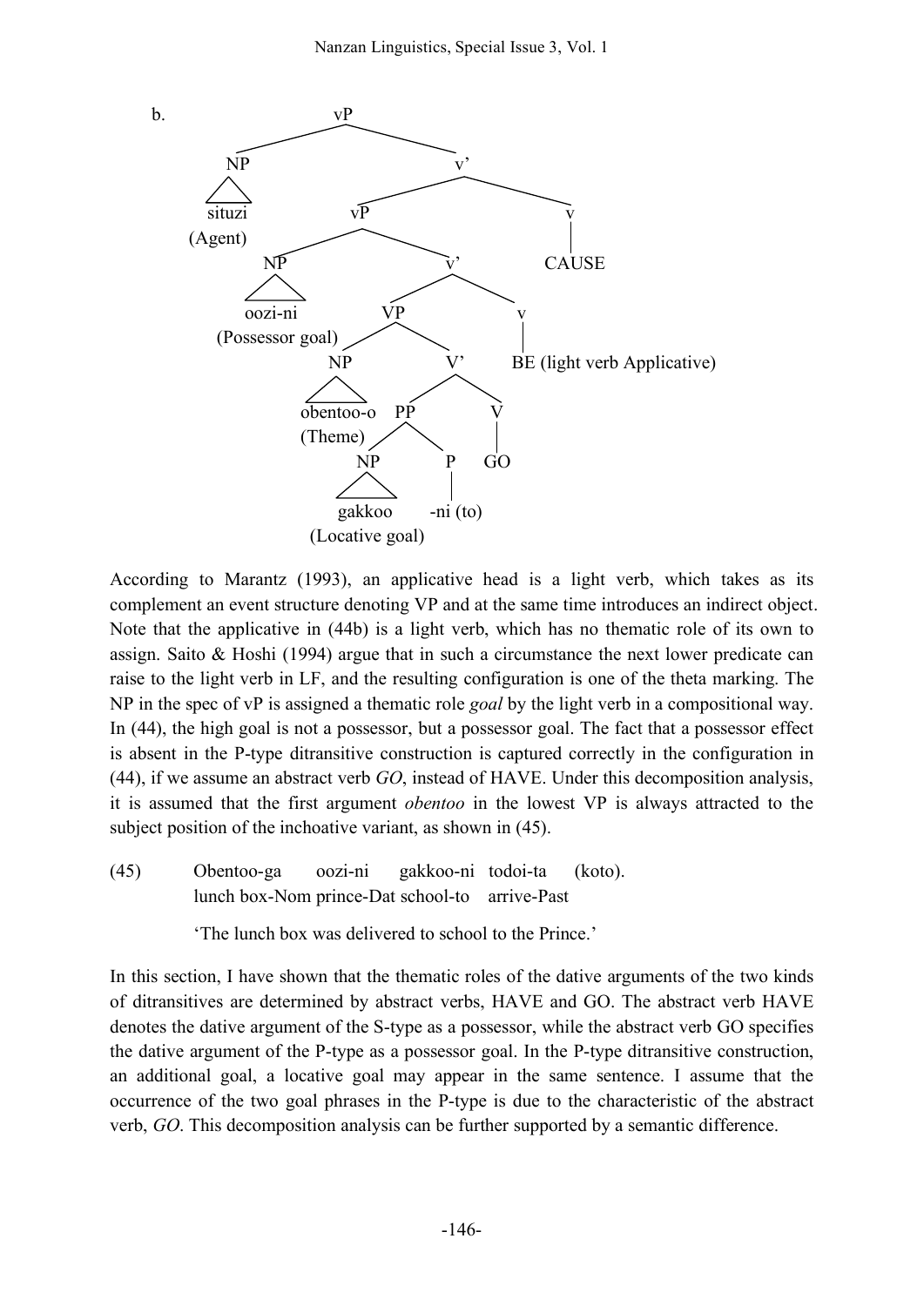b. 

```
                         vP
              ___________|___________
             NP                      v'
             |                _______|_______
           situzi            vP              v
          (Agent)      ______|______         |
                      NP            v'     CAUSE
                      |       ______|______
                   oozi-ni   VP            v
          (Possessor goal)  __|__           |
                           NP    V'        BE (light verb Applicative)
                           |   __|__
                     obentoo-o PP    V
                     (Theme)  _|_    |
                             NP  P   GO
                             |   |
                          gakkoo -ni (to)
                      (Locative goal)
```

According to Marantz (1993), an applicative head is a light verb, which takes as its complement an event structure denoting VP and at the same time introduces an indirect object. Note that the applicative in (44b) is a light verb, which has no thematic role of its own to assign. Saito & Hoshi (1994) argue that in such a circumstance the next lower predicate can raise to the light verb in LF, and the resulting configuration is one of the theta marking. The NP in the spec of vP is assigned a thematic role *goal* by the light verb in a compositional way. In (44), the high goal is not a possessor, but a possessor goal. The fact that a possessor effect is absent in the P-type ditransitive construction is captured correctly in the configuration in (44), if we assume an abstract verb *GO*, instead of HAVE. Under this decomposition analysis, it is assumed that the first argument *obentoo* in the lowest VP is always attracted to the subject position of the inchoative variant, as shown in (45).

(45) Obentoo-ga oozi-ni gakkoo-ni todoi-ta (koto).
lunch box-Nom prince-Dat school-to arrive-Past

'The lunch box was delivered to school to the Prince.'

In this section, I have shown that the thematic roles of the dative arguments of the two kinds of ditransitives are determined by abstract verbs, HAVE and GO. The abstract verb HAVE denotes the dative argument of the S-type as a possessor, while the abstract verb GO specifies the dative argument of the P-type as a possessor goal. In the P-type ditransitive construction, an additional goal, a locative goal may appear in the same sentence. I assume that the occurrence of the two goal phrases in the P-type is due to the characteristic of the abstract verb, *GO*. This decomposition analysis can be further supported by a semantic difference.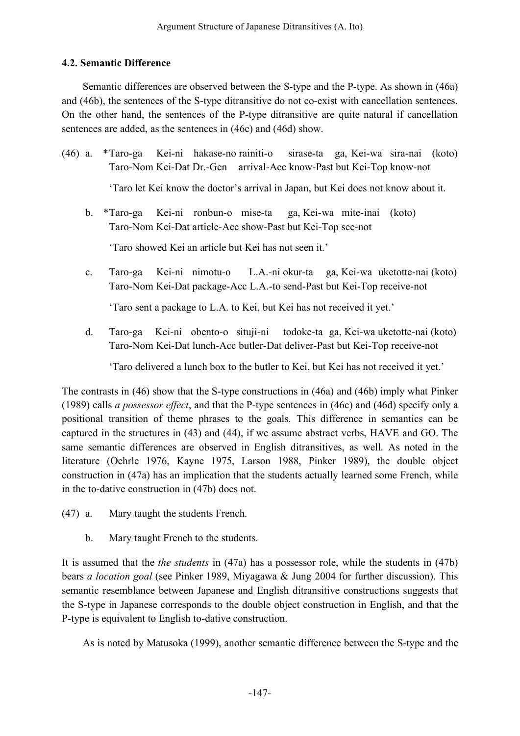### 4.2. Semantic Difference

Semantic differences are observed between the S-type and the P-type. As shown in (46a) and (46b), the sentences of the S-type ditransitive do not co-exist with cancellation sentences. On the other hand, the sentences of the P-type ditransitive are quite natural if cancellation sentences are added, as the sentences in (46c) and (46d) show.

(46) a. *Taro-ga Kei-ni hakase-no rainiti-o sirase-ta ga, Kei-wa sira-nai (koto)
Taro-Nom Kei-Dat Dr.-Gen arrival-Acc know-Past but Kei-Top know-not

'Taro let Kei know the doctor's arrival in Japan, but Kei does not know about it.

b. *Taro-ga Kei-ni ronbun-o mise-ta ga, Kei-wa mite-inai (koto)
Taro-Nom Kei-Dat article-Acc show-Past but Kei-Top see-not

'Taro showed Kei an article but Kei has not seen it.'

c. Taro-ga Kei-ni nimotu-o L.A.-ni okur-ta ga, Kei-wa uketotte-nai (koto)
Taro-Nom Kei-Dat package-Acc L.A.-to send-Past but Kei-Top receive-not

'Taro sent a package to L.A. to Kei, but Kei has not received it yet.'

d. Taro-ga Kei-ni obento-o situji-ni todoke-ta ga, Kei-wa uketotte-nai (koto)
Taro-Nom Kei-Dat lunch-Acc butler-Dat deliver-Past but Kei-Top receive-not

'Taro delivered a lunch box to the butler to Kei, but Kei has not received it yet.'

The contrasts in (46) show that the S-type constructions in (46a) and (46b) imply what Pinker (1989) calls *a possessor effect*, and that the P-type sentences in (46c) and (46d) specify only a positional transition of theme phrases to the goals. This difference in semantics can be captured in the structures in (43) and (44), if we assume abstract verbs, HAVE and GO. The same semantic differences are observed in English ditransitives, as well. As noted in the literature (Oehrle 1976, Kayne 1975, Larson 1988, Pinker 1989), the double object construction in (47a) has an implication that the students actually learned some French, while in the to-dative construction in (47b) does not.

(47) a. Mary taught the students French.

b. Mary taught French to the students.

It is assumed that the *the students* in (47a) has a possessor role, while the students in (47b) bears *a location goal* (see Pinker 1989, Miyagawa & Jung 2004 for further discussion). This semantic resemblance between Japanese and English ditransitive constructions suggests that the S-type in Japanese corresponds to the double object construction in English, and that the P-type is equivalent to English to-dative construction.

As is noted by Matusoka (1999), another semantic difference between the S-type and the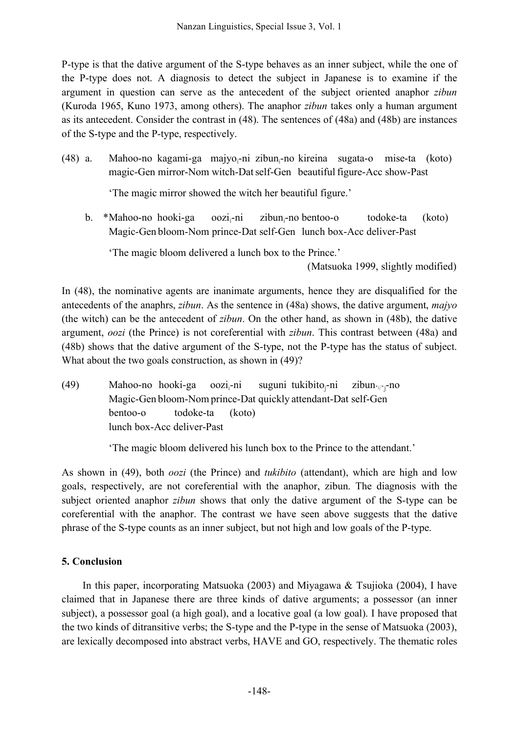P-type is that the dative argument of the S-type behaves as an inner subject, while the one of the P-type does not. A diagnosis to detect the subject in Japanese is to examine if the argument in question can serve as the antecedent of the subject oriented anaphor *zibun* (Kuroda 1965, Kuno 1973, among others). The anaphor *zibun* takes only a human argument as its antecedent. Consider the contrast in (48). The sentences of (48a) and (48b) are instances of the S-type and the P-type, respectively.

(48) a. Mahoo-no kagami-ga majyo$_i$-ni zibun$_i$-no kireina sugata-o mise-ta (koto)
magic-Gen mirror-Nom witch-Dat self-Gen beautiful figure-Acc show-Past

'The magic mirror showed the witch her beautiful figure.'

b. *Mahoo-no hooki-ga oozi$_i$-ni zibun$_i$-no bentoo-o todoke-ta (koto)
Magic-Gen bloom-Nom prince-Dat self-Gen lunch box-Acc deliver-Past

'The magic bloom delivered a lunch box to the Prince.'

(Matsuoka 1999, slightly modified)

In (48), the nominative agents are inanimate arguments, hence they are disqualified for the antecedents of the anaphrs, *zibun*. As the sentence in (48a) shows, the dative argument, *majyo* (the witch) can be the antecedent of *zibun*. On the other hand, as shown in (48b), the dative argument, *oozi* (the Prince) is not coreferential with *zibun*. This contrast between (48a) and (48b) shows that the dative argument of the S-type, not the P-type has the status of subject. What about the two goals construction, as shown in (49)?

(49) Mahoo-no hooki-ga oozi$_i$-ni suguni tukibito$_j$-ni zibun$_{*i/*j}$-no
Magic-Gen bloom-Nom prince-Dat quickly attendant-Dat self-Gen
bentoo-o todoke-ta (koto)
lunch box-Acc deliver-Past

'The magic bloom delivered his lunch box to the Prince to the attendant.'

As shown in (49), both *oozi* (the Prince) and *tukibito* (attendant), which are high and low goals, respectively, are not coreferential with the anaphor, zibun. The diagnosis with the subject oriented anaphor *zibun* shows that only the dative argument of the S-type can be coreferential with the anaphor. The contrast we have seen above suggests that the dative phrase of the S-type counts as an inner subject, but not high and low goals of the P-type.

## 5. Conclusion

In this paper, incorporating Matsuoka (2003) and Miyagawa & Tsujioka (2004), I have claimed that in Japanese there are three kinds of dative arguments; a possessor (an inner subject), a possessor goal (a high goal), and a locative goal (a low goal). I have proposed that the two kinds of ditransitive verbs; the S-type and the P-type in the sense of Matsuoka (2003), are lexically decomposed into abstract verbs, HAVE and GO, respectively. The thematic roles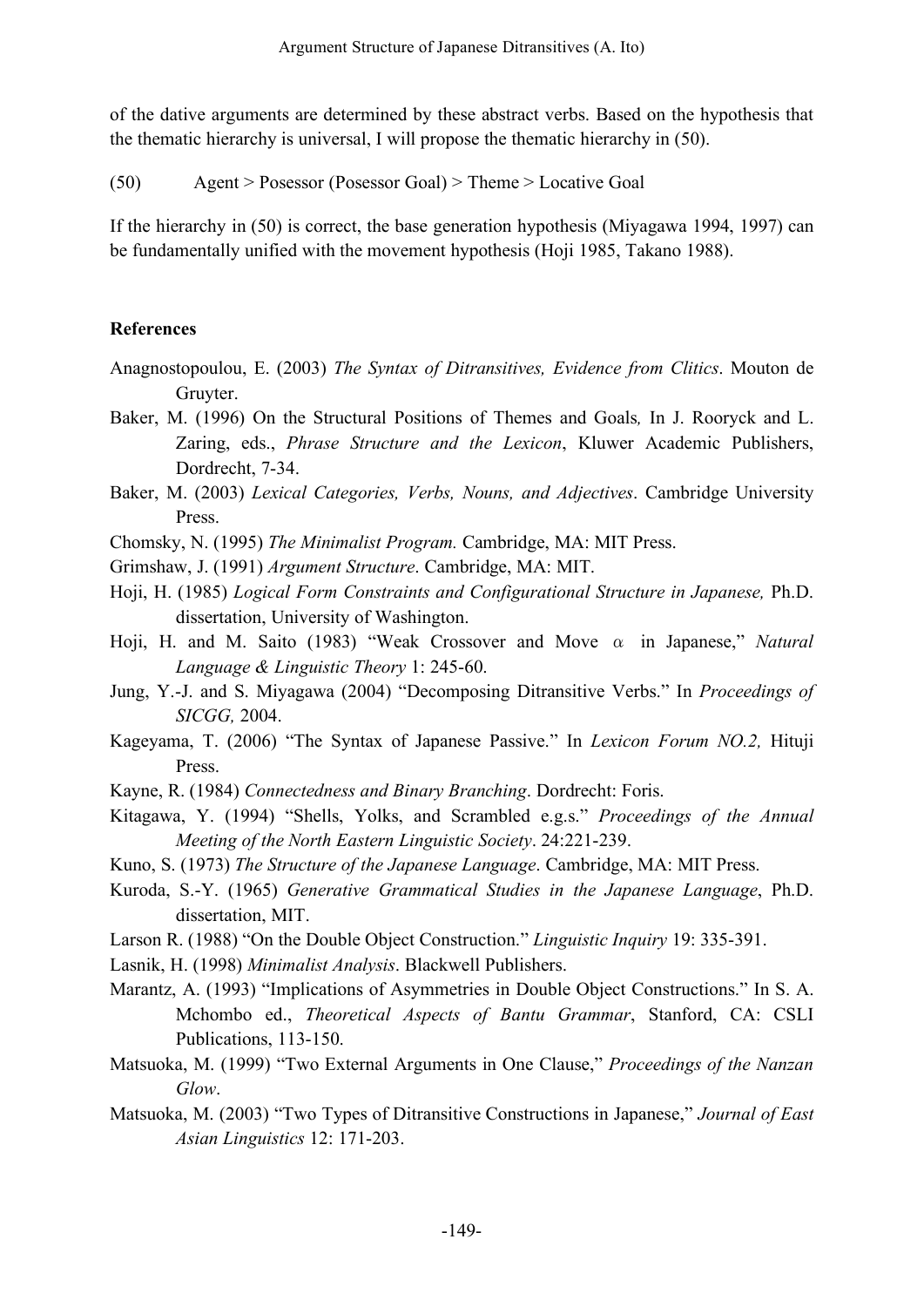of the dative arguments are determined by these abstract verbs. Based on the hypothesis that the thematic hierarchy is universal, I will propose the thematic hierarchy in (50).

(50) Agent > Posessor (Posessor Goal) > Theme > Locative Goal

If the hierarchy in (50) is correct, the base generation hypothesis (Miyagawa 1994, 1997) can be fundamentally unified with the movement hypothesis (Hoji 1985, Takano 1988).

**References**

Anagnostopoulou, E. (2003) *The Syntax of Ditransitives, Evidence from Clitics*. Mouton de Gruyter.

Baker, M. (1996) On the Structural Positions of Themes and Goals*,* In J. Rooryck and L. Zaring, eds., *Phrase Structure and the Lexicon*, Kluwer Academic Publishers, Dordrecht, 7-34.

Baker, M. (2003) *Lexical Categories, Verbs, Nouns, and Adjectives*. Cambridge University Press.

Chomsky, N. (1995) *The Minimalist Program.* Cambridge, MA: MIT Press.

Grimshaw, J. (1991) *Argument Structure*. Cambridge, MA: MIT.

Hoji, H. (1985) *Logical Form Constraints and Configurational Structure in Japanese,* Ph.D. dissertation, University of Washington.

Hoji, H. and M. Saito (1983) "Weak Crossover and Move $\alpha$ in Japanese," *Natural Language & Linguistic Theory* 1: 245-60.

Jung, Y.-J. and S. Miyagawa (2004) "Decomposing Ditransitive Verbs." In *Proceedings of SICGG,* 2004.

Kageyama, T. (2006) "The Syntax of Japanese Passive." In *Lexicon Forum NO.2,* Hituji Press.

Kayne, R. (1984) *Connectedness and Binary Branching*. Dordrecht: Foris.

Kitagawa, Y. (1994) "Shells, Yolks, and Scrambled e.g.s." *Proceedings of the Annual Meeting of the North Eastern Linguistic Society*. 24:221-239.

Kuno, S. (1973) *The Structure of the Japanese Language*. Cambridge, MA: MIT Press.

Kuroda, S.-Y. (1965) *Generative Grammatical Studies in the Japanese Language*, Ph.D. dissertation, MIT.

Larson R. (1988) "On the Double Object Construction." *Linguistic Inquiry* 19: 335-391.

Lasnik, H. (1998) *Minimalist Analysis*. Blackwell Publishers.

Marantz, A. (1993) "Implications of Asymmetries in Double Object Constructions." In S. A. Mchombo ed., *Theoretical Aspects of Bantu Grammar*, Stanford, CA: CSLI Publications, 113-150.

Matsuoka, M. (1999) "Two External Arguments in One Clause," *Proceedings of the Nanzan Glow*.

Matsuoka, M. (2003) "Two Types of Ditransitive Constructions in Japanese," *Journal of East Asian Linguistics* 12: 171-203.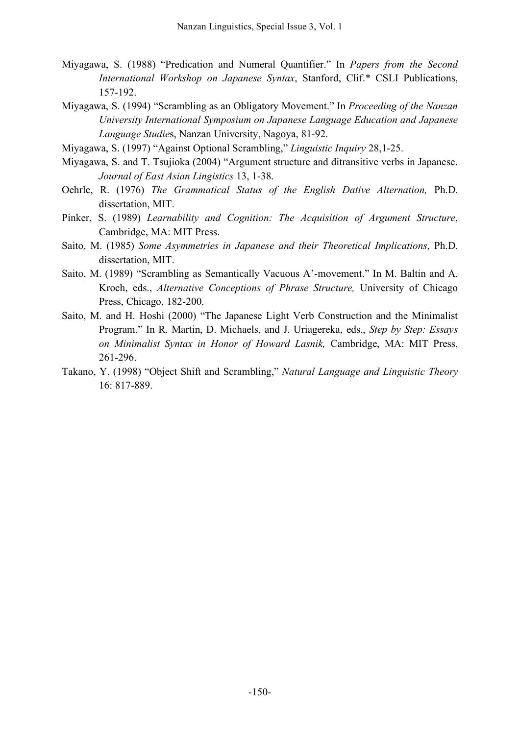Miyagawa, S. (1988) "Predication and Numeral Quantifier." In *Papers from the Second International Workshop on Japanese Syntax*, Stanford, Clif.* CSLI Publications, 157-192.

Miyagawa, S. (1994) "Scrambling as an Obligatory Movement." In *Proceeding of the Nanzan University International Symposium on Japanese Language Education and Japanese Language Studies*, Nanzan University, Nagoya, 81-92.

Miyagawa, S. (1997) "Against Optional Scrambling," *Linguistic Inquiry* 28,1-25.

Miyagawa, S. and T. Tsujioka (2004) "Argument structure and ditransitive verbs in Japanese. *Journal of East Asian Lingistics* 13, 1-38.

Oehrle, R. (1976) *The Grammatical Status of the English Dative Alternation,* Ph.D. dissertation, MIT.

Pinker, S. (1989) *Learnability and Cognition: The Acquisition of Argument Structure*, Cambridge, MA: MIT Press.

Saito, M. (1985) *Some Asymmetries in Japanese and their Theoretical Implications*, Ph.D. dissertation, MIT.

Saito, M. (1989) "Scrambling as Semantically Vacuous A'-movement." In M. Baltin and A. Kroch, eds., *Alternative Conceptions of Phrase Structure,* University of Chicago Press, Chicago, 182-200.

Saito, M. and H. Hoshi (2000) "The Japanese Light Verb Construction and the Minimalist Program." In R. Martin, D. Michaels, and J. Uriagereka, eds., *Step by Step: Essays on Minimalist Syntax in Honor of Howard Lasnik,* Cambridge, MA: MIT Press, 261-296.

Takano, Y. (1998) "Object Shift and Scrambling," *Natural Language and Linguistic Theory* 16: 817-889.